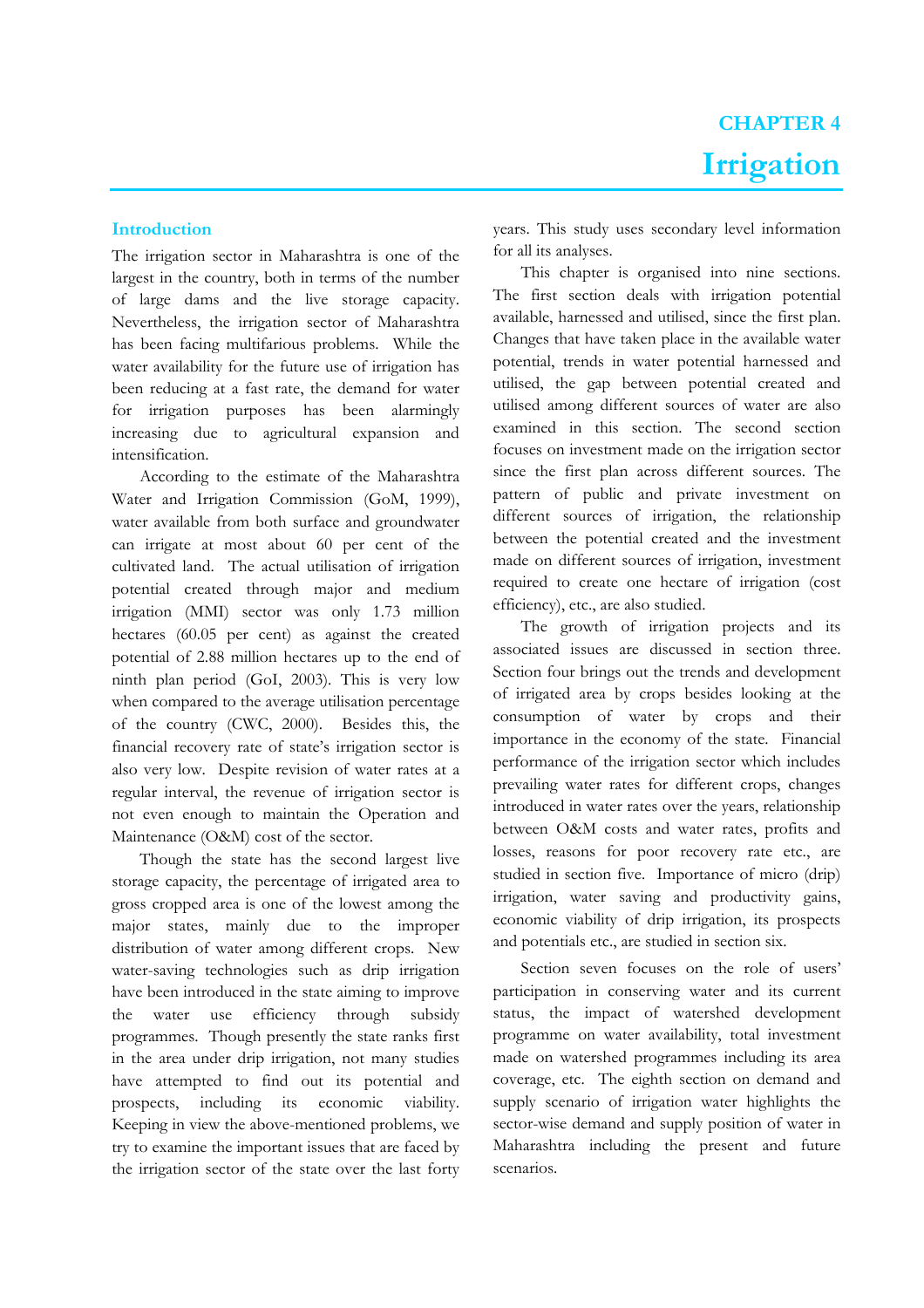# CHAPTER 4

# Irrigation

## Introduction

The irrigation sector in Maharashtra is one of the largest in the country, both in terms of the number of large dams and the live storage capacity. Nevertheless, the irrigation sector of Maharashtra has been facing multifarious problems. While the water availability for the future use of irrigation has been reducing at a fast rate, the demand for water for irrigation purposes has been alarmingly increasing due to agricultural expansion and intensification.

According to the estimate of the Maharashtra Water and Irrigation Commission (GoM, 1999), water available from both surface and groundwater can irrigate at most about 60 per cent of the cultivated land. The actual utilisation of irrigation potential created through major and medium irrigation (MMI) sector was only 1.73 million hectares (60.05 per cent) as against the created potential of 2.88 million hectares up to the end of ninth plan period (GoI, 2003). This is very low when compared to the average utilisation percentage of the country (CWC, 2000). Besides this, the financial recovery rate of state's irrigation sector is also very low. Despite revision of water rates at a regular interval, the revenue of irrigation sector is not even enough to maintain the Operation and Maintenance (O&M) cost of the sector.

Though the state has the second largest live storage capacity, the percentage of irrigated area to gross cropped area is one of the lowest among the major states, mainly due to the improper distribution of water among different crops. New water-saving technologies such as drip irrigation have been introduced in the state aiming to improve the water use efficiency through subsidy programmes. Though presently the state ranks first in the area under drip irrigation, not many studies have attempted to find out its potential and prospects, including its economic viability. Keeping in view the above-mentioned problems, we try to examine the important issues that are faced by the irrigation sector of the state over the last forty years. This study uses secondary level information for all its analyses.

This chapter is organised into nine sections. The first section deals with irrigation potential available, harnessed and utilised, since the first plan. Changes that have taken place in the available water potential, trends in water potential harnessed and utilised, the gap between potential created and utilised among different sources of water are also examined in this section. The second section focuses on investment made on the irrigation sector since the first plan across different sources. The pattern of public and private investment on different sources of irrigation, the relationship between the potential created and the investment made on different sources of irrigation, investment required to create one hectare of irrigation (cost efficiency), etc., are also studied.

The growth of irrigation projects and its associated issues are discussed in section three. Section four brings out the trends and development of irrigated area by crops besides looking at the consumption of water by crops and their importance in the economy of the state. Financial performance of the irrigation sector which includes prevailing water rates for different crops, changes introduced in water rates over the years, relationship between O&M costs and water rates, profits and losses, reasons for poor recovery rate etc., are studied in section five. Importance of micro (drip) irrigation, water saving and productivity gains, economic viability of drip irrigation, its prospects and potentials etc., are studied in section six.

Section seven focuses on the role of users' participation in conserving water and its current status, the impact of watershed development programme on water availability, total investment made on watershed programmes including its area coverage, etc. The eighth section on demand and supply scenario of irrigation water highlights the sector-wise demand and supply position of water in Maharashtra including the present and future scenarios.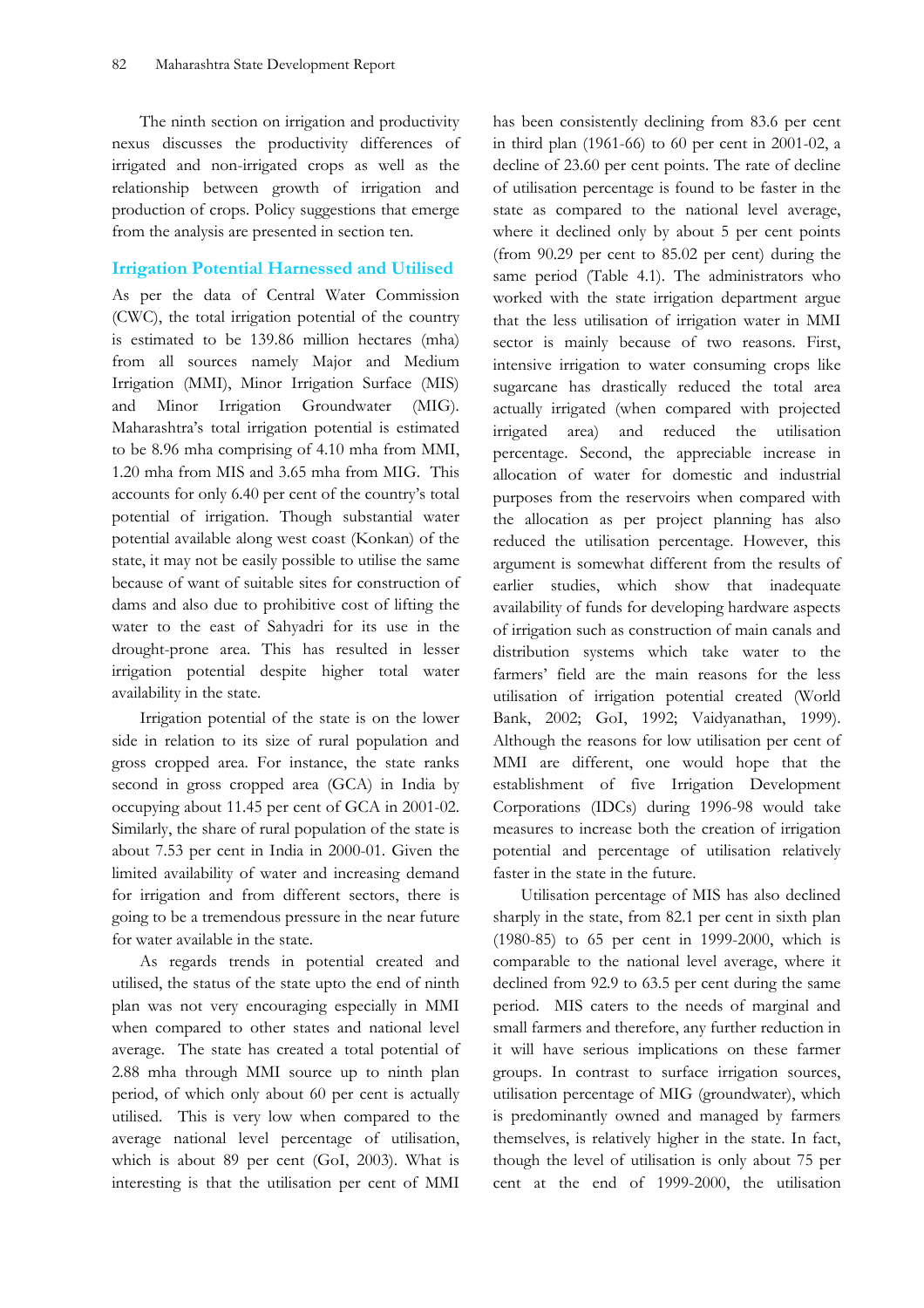The ninth section on irrigation and productivity nexus discusses the productivity differences of irrigated and non-irrigated crops as well as the relationship between growth of irrigation and production of crops. Policy suggestions that emerge from the analysis are presented in section ten.

## Irrigation Potential Harnessed and Utilised

As per the data of Central Water Commission (CWC), the total irrigation potential of the country is estimated to be 139.86 million hectares (mha) from all sources namely Major and Medium Irrigation (MMI), Minor Irrigation Surface (MIS) and Minor Irrigation Groundwater (MIG). Maharashtra's total irrigation potential is estimated to be 8.96 mha comprising of 4.10 mha from MMI, 1.20 mha from MIS and 3.65 mha from MIG. This accounts for only 6.40 per cent of the country's total potential of irrigation. Though substantial water potential available along west coast (Konkan) of the state, it may not be easily possible to utilise the same because of want of suitable sites for construction of dams and also due to prohibitive cost of lifting the water to the east of Sahyadri for its use in the drought-prone area. This has resulted in lesser irrigation potential despite higher total water availability in the state.

Irrigation potential of the state is on the lower side in relation to its size of rural population and gross cropped area. For instance, the state ranks second in gross cropped area (GCA) in India by occupying about 11.45 per cent of GCA in 2001-02. Similarly, the share of rural population of the state is about 7.53 per cent in India in 2000-01. Given the limited availability of water and increasing demand for irrigation and from different sectors, there is going to be a tremendous pressure in the near future for water available in the state.

As regards trends in potential created and utilised, the status of the state upto the end of ninth plan was not very encouraging especially in MMI when compared to other states and national level average. The state has created a total potential of 2.88 mha through MMI source up to ninth plan period, of which only about 60 per cent is actually utilised. This is very low when compared to the average national level percentage of utilisation, which is about 89 per cent (GoI, 2003). What is interesting is that the utilisation per cent of MMI has been consistently declining from 83.6 per cent in third plan (1961-66) to 60 per cent in 2001-02, a decline of 23.60 per cent points. The rate of decline of utilisation percentage is found to be faster in the state as compared to the national level average, where it declined only by about 5 per cent points (from 90.29 per cent to 85.02 per cent) during the same period (Table 4.1). The administrators who worked with the state irrigation department argue that the less utilisation of irrigation water in MMI sector is mainly because of two reasons. First, intensive irrigation to water consuming crops like sugarcane has drastically reduced the total area actually irrigated (when compared with projected irrigated area) and reduced the utilisation percentage. Second, the appreciable increase in allocation of water for domestic and industrial purposes from the reservoirs when compared with the allocation as per project planning has also reduced the utilisation percentage. However, this argument is somewhat different from the results of earlier studies, which show that inadequate availability of funds for developing hardware aspects of irrigation such as construction of main canals and distribution systems which take water to the farmers' field are the main reasons for the less utilisation of irrigation potential created (World Bank, 2002; GoI, 1992; Vaidyanathan, 1999). Although the reasons for low utilisation per cent of MMI are different, one would hope that the establishment of five Irrigation Development Corporations (IDCs) during 1996-98 would take measures to increase both the creation of irrigation potential and percentage of utilisation relatively faster in the state in the future.

Utilisation percentage of MIS has also declined sharply in the state, from 82.1 per cent in sixth plan (1980-85) to 65 per cent in 1999-2000, which is comparable to the national level average, where it declined from 92.9 to 63.5 per cent during the same period. MIS caters to the needs of marginal and small farmers and therefore, any further reduction in it will have serious implications on these farmer groups. In contrast to surface irrigation sources, utilisation percentage of MIG (groundwater), which is predominantly owned and managed by farmers themselves, is relatively higher in the state. In fact, though the level of utilisation is only about 75 per cent at the end of 1999-2000, the utilisation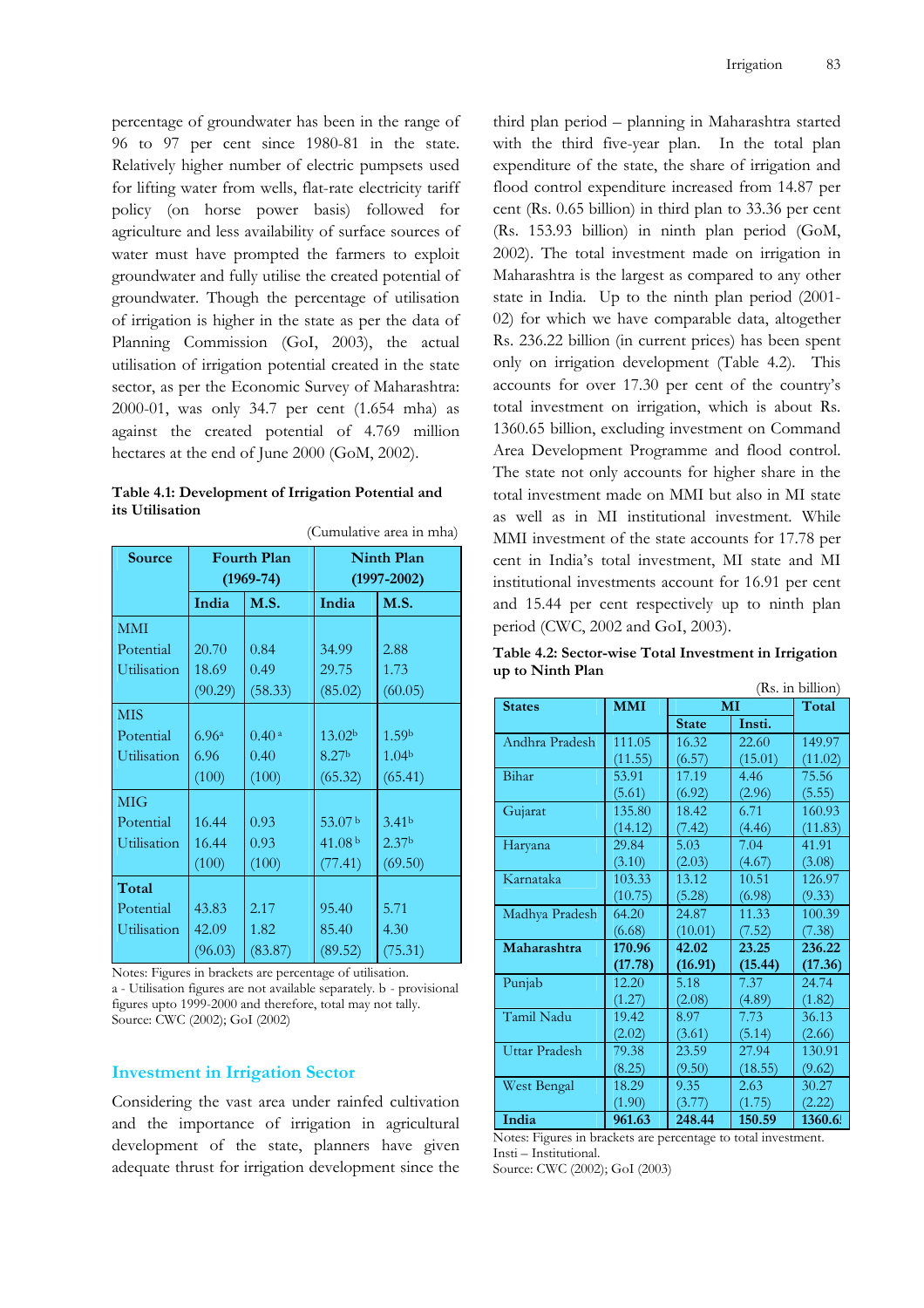percentage of groundwater has been in the range of 96 to 97 per cent since 1980-81 in the state. Relatively higher number of electric pumpsets used for lifting water from wells, flat-rate electricity tariff policy (on horse power basis) followed for agriculture and less availability of surface sources of water must have prompted the farmers to exploit groundwater and fully utilise the created potential of groundwater. Though the percentage of utilisation of irrigation is higher in the state as per the data of Planning Commission (GoI, 2003), the actual utilisation of irrigation potential created in the state sector, as per the Economic Survey of Maharashtra: 2000-01, was only 34.7 per cent (1.654 mha) as against the created potential of 4.769 million hectares at the end of June 2000 (GoM, 2002).

**Table 4.1: Development of Irrigation Potential and its Utilisation**

(Cumulative area in mha)

| Source | Fourth Plan (1969-74) | | Ninth Plan (1997-2002) | |
|---|---|---|---|---|
| | India | M.S. | India | M.S. |
| **MMI** | | | | |
| Potential | 20.70 | 0.84 | 34.99 | 2.88 |
| Utilisation | 18.69 | 0.49 | 29.75 | 1.73 |
| | (90.29) | (58.33) | (85.02) | (60.05) |
| **MIS** | | | | |
| Potential | 6.96[a] | 0.40[a] | 13.02[b] | 1.59[b] |
| Utilisation | 6.96 | 0.40 | 8.27[b] | 1.04[b] |
| | (100) | (100) | (65.32) | (65.41) |
| **MIG** | | | | |
| Potential | 16.44 | 0.93 | 53.07[b] | 3.41[b] |
| Utilisation | 16.44 | 0.93 | 41.08[b] | 2.37[b] |
| | (100) | (100) | (77.41) | (69.50) |
| **Total** | | | | |
| Potential | 43.83 | 2.17 | 95.40 | 5.71 |
| Utilisation | 42.09 | 1.82 | 85.40 | 4.30 |
| | (96.03) | (83.87) | (89.52) | (75.31) |

Notes: Figures in brackets are percentage of utilisation.
a - Utilisation figures are not available separately. b - provisional figures upto 1999-2000 and therefore, total may not tally.
Source: CWC (2002); GoI (2002)

## Investment in Irrigation Sector

Considering the vast area under rainfed cultivation and the importance of irrigation in agricultural development of the state, planners have given adequate thrust for irrigation development since the third plan period – planning in Maharashtra started with the third five-year plan. In the total plan expenditure of the state, the share of irrigation and flood control expenditure increased from 14.87 per cent (Rs. 0.65 billion) in third plan to 33.36 per cent (Rs. 153.93 billion) in ninth plan period (GoM, 2002). The total investment made on irrigation in Maharashtra is the largest as compared to any other state in India. Up to the ninth plan period (2001-02) for which we have comparable data, altogether Rs. 236.22 billion (in current prices) has been spent only on irrigation development (Table 4.2). This accounts for over 17.30 per cent of the country's total investment on irrigation, which is about Rs. 1360.65 billion, excluding investment on Command Area Development Programme and flood control. The state not only accounts for higher share in the total investment made on MMI but also in MI state as well as in MI institutional investment. While MMI investment of the state accounts for 17.78 per cent in India's total investment, MI state and MI institutional investments account for 16.91 per cent and 15.44 per cent respectively up to ninth plan period (CWC, 2002 and GoI, 2003).

**Table 4.2: Sector-wise Total Investment in Irrigation up to Ninth Plan**

(Rs. in billion)

| States | MMI | MI | | Total |
|---|---|---|---|---|
| | | State | Insti. | |
| Andhra Pradesh | 111.05 (11.55) | 16.32 (6.57) | 22.60 (15.01) | 149.97 (11.02) |
| Bihar | 53.91 (5.61) | 17.19 (6.92) | 4.46 (2.96) | 75.56 (5.55) |
| Gujarat | 135.80 (14.12) | 18.42 (7.42) | 6.71 (4.46) | 160.93 (11.83) |
| Haryana | 29.84 (3.10) | 5.03 (2.03) | 7.04 (4.67) | 41.91 (3.08) |
| Karnataka | 103.33 (10.75) | 13.12 (5.28) | 10.51 (6.98) | 126.97 (9.33) |
| Madhya Pradesh | 64.20 (6.68) | 24.87 (10.01) | 11.33 (7.52) | 100.39 (7.38) |
| **Maharashtra** | **170.96 (17.78)** | **42.02 (16.91)** | **23.25 (15.44)** | **236.22 (17.36)** |
| Punjab | 12.20 (1.27) | 5.18 (2.08) | 7.37 (4.89) | 24.74 (1.82) |
| Tamil Nadu | 19.42 (2.02) | 8.97 (3.61) | 7.73 (5.14) | 36.13 (2.66) |
| Uttar Pradesh | 79.38 (8.25) | 23.59 (9.50) | 27.94 (18.55) | 130.91 (9.62) |
| West Bengal | 18.29 (1.90) | 9.35 (3.77) | 2.63 (1.75) | 30.27 (2.22) |
| **India** | **961.63** | **248.44** | **150.59** | **1360.6** |

Notes: Figures in brackets are percentage to total investment.
Insti – Institutional.
Source: CWC (2002); GoI (2003)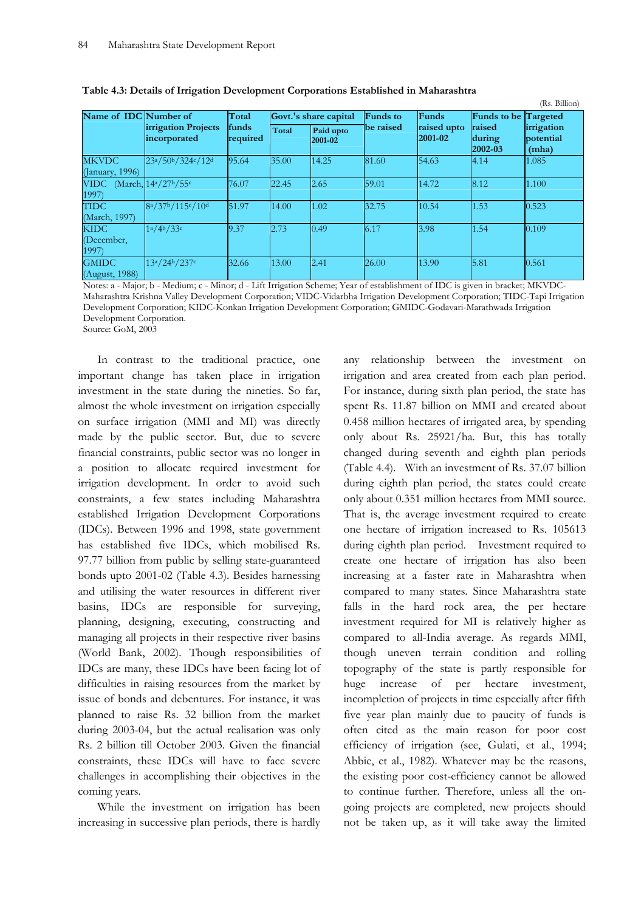**Table 4.3: Details of Irrigation Development Corporations Established in Maharashtra**

(Rs. Billion)

| Name of IDC | Number of irrigation Projects incorporated | Total funds required | Govt.'s share capital | | Funds to be raised | Funds raised upto 2001-02 | Funds to be raised during 2002-03 | Targeted irrigation potential (mha) |
|---|---|---|---|---|---|---|---|---|
| | | | Total | Paid upto 2001-02 | | | | |
| MKVDC (January, 1996) | 23a/50b/324c/12d | 95.64 | 35.00 | 14.25 | 81.60 | 54.63 | 4.14 | 1.085 |
| VIDC (March, 1997) | 14a/27b/55c | 76.07 | 22.45 | 2.65 | 59.01 | 14.72 | 8.12 | 1.100 |
| TIDC (March, 1997) | 8a/37b/115c/10d | 51.97 | 14.00 | 1.02 | 32.75 | 10.54 | 1.53 | 0.523 |
| KIDC (December, 1997) | 1a/4b/33c | 9.37 | 2.73 | 0.49 | 6.17 | 3.98 | 1.54 | 0.109 |
| GMIDC (August, 1988) | 13a/24b/237c | 32.66 | 13.00 | 2.41 | 26.00 | 13.90 | 5.81 | 0.561 |

Notes: a - Major; b - Medium; c - Minor; d - Lift Irrigation Scheme; Year of establishment of IDC is given in bracket; MKVDC-Maharashtra Krishna Valley Development Corporation; VIDC-Vidarbha Irrigation Development Corporation; TIDC-Tapi Irrigation Development Corporation; KIDC-Konkan Irrigation Development Corporation; GMIDC-Godavari-Marathwada Irrigation Development Corporation.
Source: GoM, 2003

In contrast to the traditional practice, one important change has taken place in irrigation investment in the state during the nineties. So far, almost the whole investment on irrigation especially on surface irrigation (MMI and MI) was directly made by the public sector. But, due to severe financial constraints, public sector was no longer in a position to allocate required investment for irrigation development. In order to avoid such constraints, a few states including Maharashtra established Irrigation Development Corporations (IDCs). Between 1996 and 1998, state government has established five IDCs, which mobilised Rs. 97.77 billion from public by selling state-guaranteed bonds upto 2001-02 (Table 4.3). Besides harnessing and utilising the water resources in different river basins, IDCs are responsible for surveying, planning, designing, executing, constructing and managing all projects in their respective river basins (World Bank, 2002). Though responsibilities of IDCs are many, these IDCs have been facing lot of difficulties in raising resources from the market by issue of bonds and debentures. For instance, it was planned to raise Rs. 32 billion from the market during 2003-04, but the actual realisation was only Rs. 2 billion till October 2003. Given the financial constraints, these IDCs will have to face severe challenges in accomplishing their objectives in the coming years.

While the investment on irrigation has been increasing in successive plan periods, there is hardly any relationship between the investment on irrigation and area created from each plan period. For instance, during sixth plan period, the state has spent Rs. 11.87 billion on MMI and created about 0.458 million hectares of irrigated area, by spending only about Rs. 25921/ha. But, this has totally changed during seventh and eighth plan periods (Table 4.4). With an investment of Rs. 37.07 billion during eighth plan period, the states could create only about 0.351 million hectares from MMI source. That is, the average investment required to create one hectare of irrigation increased to Rs. 105613 during eighth plan period. Investment required to create one hectare of irrigation has also been increasing at a faster rate in Maharashtra when compared to many states. Since Maharashtra state falls in the hard rock area, the per hectare investment required for MI is relatively higher as compared to all-India average. As regards MMI, though uneven terrain condition and rolling topography of the state is partly responsible for huge increase of per hectare investment, incompletion of projects in time especially after fifth five year plan mainly due to paucity of funds is often cited as the main reason for poor cost efficiency of irrigation (see, Gulati, et al., 1994; Abbie, et al., 1982). Whatever may be the reasons, the existing poor cost-efficiency cannot be allowed to continue further. Therefore, unless all the on-going projects are completed, new projects should not be taken up, as it will take away the limited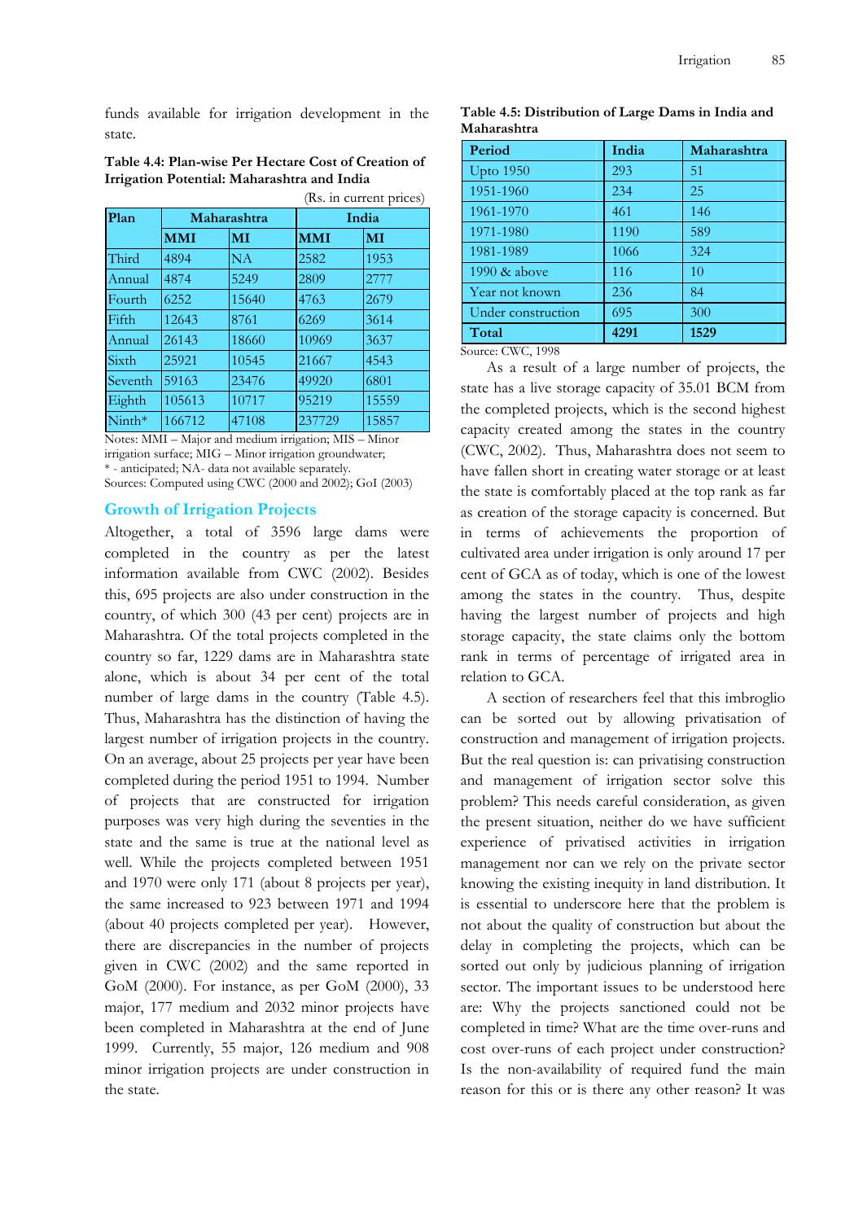funds available for irrigation development in the state.

**Table 4.4: Plan-wise Per Hectare Cost of Creation of Irrigation Potential: Maharashtra and India**

(Rs. in current prices)

| Plan | Maharashtra | | India | |
|---|---|---|---|---|
| | MMI | MI | MMI | MI |
| Third | 4894 | NA | 2582 | 1953 |
| Annual | 4874 | 5249 | 2809 | 2777 |
| Fourth | 6252 | 15640 | 4763 | 2679 |
| Fifth | 12643 | 8761 | 6269 | 3614 |
| Annual | 26143 | 18660 | 10969 | 3637 |
| Sixth | 25921 | 10545 | 21667 | 4543 |
| Seventh | 59163 | 23476 | 49920 | 6801 |
| Eighth | 105613 | 10717 | 95219 | 15559 |
| Ninth* | 166712 | 47108 | 237729 | 15857 |

Notes: MMI – Major and medium irrigation; MIS – Minor irrigation surface; MIG – Minor irrigation groundwater;
* - anticipated; NA- data not available separately.
Sources: Computed using CWC (2000 and 2002); GoI (2003)

## Growth of Irrigation Projects

Altogether, a total of 3596 large dams were completed in the country as per the latest information available from CWC (2002). Besides this, 695 projects are also under construction in the country, of which 300 (43 per cent) projects are in Maharashtra. Of the total projects completed in the country so far, 1229 dams are in Maharashtra state alone, which is about 34 per cent of the total number of large dams in the country (Table 4.5). Thus, Maharashtra has the distinction of having the largest number of irrigation projects in the country. On an average, about 25 projects per year have been completed during the period 1951 to 1994. Number of projects that are constructed for irrigation purposes was very high during the seventies in the state and the same is true at the national level as well. While the projects completed between 1951 and 1970 were only 171 (about 8 projects per year), the same increased to 923 between 1971 and 1994 (about 40 projects completed per year). However, there are discrepancies in the number of projects given in CWC (2002) and the same reported in GoM (2000). For instance, as per GoM (2000), 33 major, 177 medium and 2032 minor projects have been completed in Maharashtra at the end of June 1999. Currently, 55 major, 126 medium and 908 minor irrigation projects are under construction in the state.

**Table 4.5: Distribution of Large Dams in India and Maharashtra**

| Period | India | Maharashtra |
|---|---|---|
| Upto 1950 | 293 | 51 |
| 1951-1960 | 234 | 25 |
| 1961-1970 | 461 | 146 |
| 1971-1980 | 1190 | 589 |
| 1981-1989 | 1066 | 324 |
| 1990 & above | 116 | 10 |
| Year not known | 236 | 84 |
| Under construction | 695 | 300 |
| **Total** | **4291** | **1529** |

Source: CWC, 1998

As a result of a large number of projects, the state has a live storage capacity of 35.01 BCM from the completed projects, which is the second highest capacity created among the states in the country (CWC, 2002). Thus, Maharashtra does not seem to have fallen short in creating water storage or at least the state is comfortably placed at the top rank as far as creation of the storage capacity is concerned. But in terms of achievements the proportion of cultivated area under irrigation is only around 17 per cent of GCA as of today, which is one of the lowest among the states in the country. Thus, despite having the largest number of projects and high storage capacity, the state claims only the bottom rank in terms of percentage of irrigated area in relation to GCA.

A section of researchers feel that this imbroglio can be sorted out by allowing privatisation of construction and management of irrigation projects. But the real question is: can privatising construction and management of irrigation sector solve this problem? This needs careful consideration, as given the present situation, neither do we have sufficient experience of privatised activities in irrigation management nor can we rely on the private sector knowing the existing inequity in land distribution. It is essential to underscore here that the problem is not about the quality of construction but about the delay in completing the projects, which can be sorted out only by judicious planning of irrigation sector. The important issues to be understood here are: Why the projects sanctioned could not be completed in time? What are the time over-runs and cost over-runs of each project under construction? Is the non-availability of required fund the main reason for this or is there any other reason? It was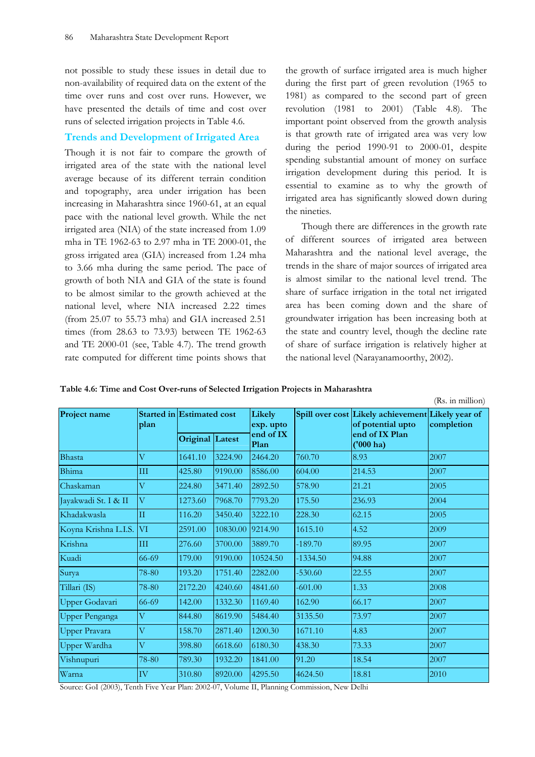not possible to study these issues in detail due to non-availability of required data on the extent of the time over runs and cost over runs. However, we have presented the details of time and cost over runs of selected irrigation projects in Table 4.6.

## Trends and Development of Irrigated Area

Though it is not fair to compare the growth of irrigated area of the state with the national level average because of its different terrain condition and topography, area under irrigation has been increasing in Maharashtra since 1960-61, at an equal pace with the national level growth. While the net irrigated area (NIA) of the state increased from 1.09 mha in TE 1962-63 to 2.97 mha in TE 2000-01, the gross irrigated area (GIA) increased from 1.24 mha to 3.66 mha during the same period. The pace of growth of both NIA and GIA of the state is found to be almost similar to the growth achieved at the national level, where NIA increased 2.22 times (from 25.07 to 55.73 mha) and GIA increased 2.51 times (from 28.63 to 73.93) between TE 1962-63 and TE 2000-01 (see, Table 4.7). The trend growth rate computed for different time points shows that the growth of surface irrigated area is much higher during the first part of green revolution (1965 to 1981) as compared to the second part of green revolution (1981 to 2001) (Table 4.8). The important point observed from the growth analysis is that growth rate of irrigated area was very low during the period 1990-91 to 2000-01, despite spending substantial amount of money on surface irrigation development during this period. It is essential to examine as to why the growth of irrigated area has significantly slowed down during the nineties.

Though there are differences in the growth rate of different sources of irrigated area between Maharashtra and the national level average, the trends in the share of major sources of irrigated area is almost similar to the national level trend. The share of surface irrigation in the total net irrigated area has been coming down and the share of groundwater irrigation has been increasing both at the state and country level, though the decline rate of share of surface irrigation is relatively higher at the national level (Narayanamoorthy, 2002).

**Table 4.6: Time and Cost Over-runs of Selected Irrigation Projects in Maharashtra**

(Rs. in million)

| Project name | Started in plan | Estimated cost | | Likely exp. upto end of IX Plan | Spill over cost | Likely achievement of potential upto end of IX Plan ('000 ha) | Likely year of completion |
|---|---|---|---|---|---|---|---|
| | | Original | Latest | | | | |
| Bhasta | V | 1641.10 | 3224.90 | 2464.20 | 760.70 | 8.93 | 2007 |
| Bhima | III | 425.80 | 9190.00 | 8586.00 | 604.00 | 214.53 | 2007 |
| Chaskaman | V | 224.80 | 3471.40 | 2892.50 | 578.90 | 21.21 | 2005 |
| Jayakwadi St. I & II | V | 1273.60 | 7968.70 | 7793.20 | 175.50 | 236.93 | 2004 |
| Khadakwasla | II | 116.20 | 3450.40 | 3222.10 | 228.30 | 62.15 | 2005 |
| Koyna Krishna L.I.S. | VI | 2591.00 | 10830.00 | 9214.90 | 1615.10 | 4.52 | 2009 |
| Krishna | III | 276.60 | 3700.00 | 3889.70 | -189.70 | 89.95 | 2007 |
| Kuadi | 66-69 | 179.00 | 9190.00 | 10524.50 | -1334.50 | 94.88 | 2007 |
| Surya | 78-80 | 193.20 | 1751.40 | 2282.00 | -530.60 | 22.55 | 2007 |
| Tillari (IS) | 78-80 | 2172.20 | 4240.60 | 4841.60 | -601.00 | 1.33 | 2008 |
| Upper Godavari | 66-69 | 142.00 | 1332.30 | 1169.40 | 162.90 | 66.17 | 2007 |
| Upper Penganga | V | 844.80 | 8619.90 | 5484.40 | 3135.50 | 73.97 | 2007 |
| Upper Pravara | V | 158.70 | 2871.40 | 1200.30 | 1671.10 | 4.83 | 2007 |
| Upper Wardha | V | 398.80 | 6618.60 | 6180.30 | 438.30 | 73.33 | 2007 |
| Vishnupuri | 78-80 | 789.30 | 1932.20 | 1841.00 | 91.20 | 18.54 | 2007 |
| Warna | IV | 310.80 | 8920.00 | 4295.50 | 4624.50 | 18.81 | 2010 |

Source: GoI (2003), Tenth Five Year Plan: 2002-07, Volume II, Planning Commission, New Delhi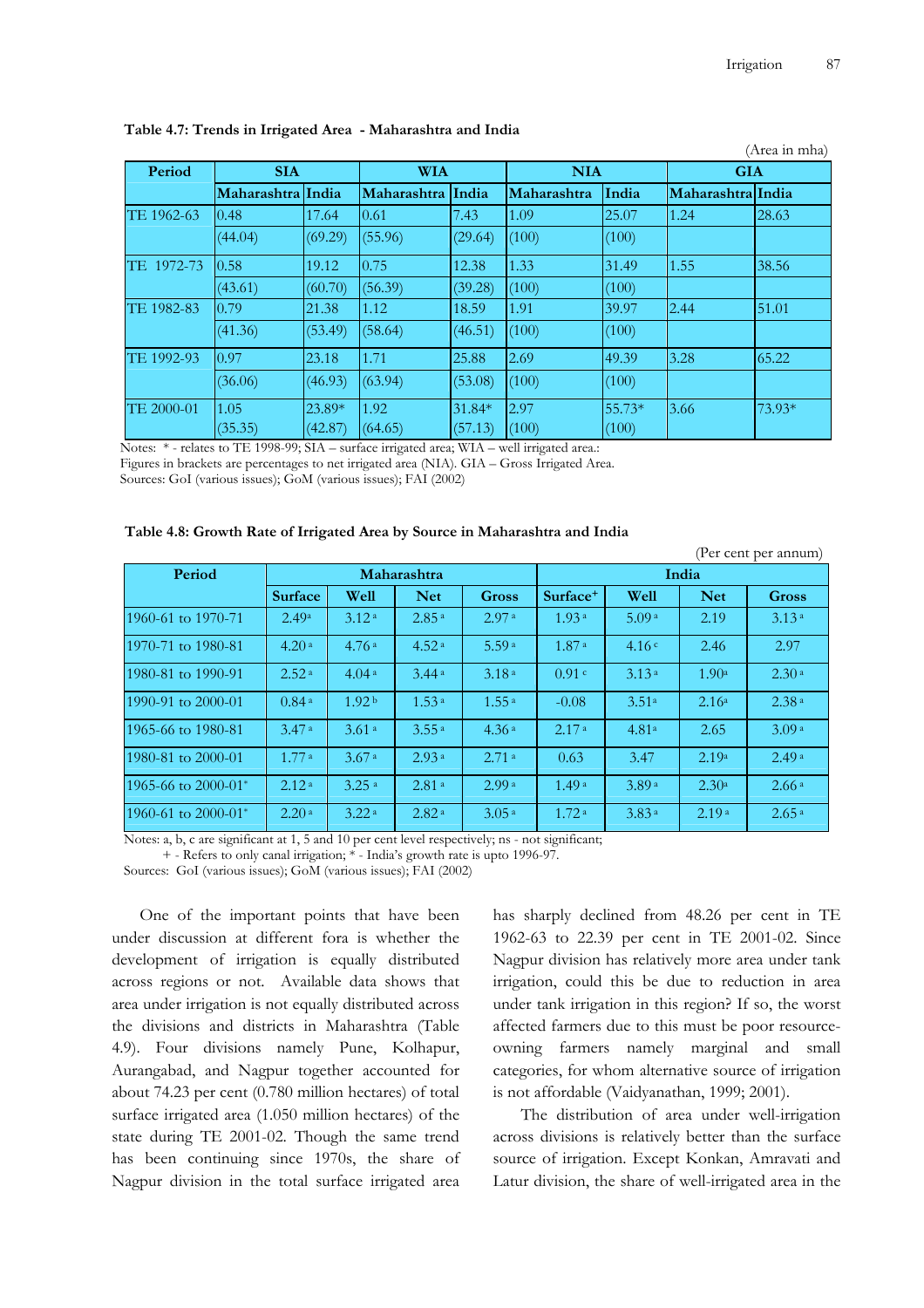**Table 4.7: Trends in Irrigated Area - Maharashtra and India**

(Area in mha)

| Period | SIA | | WIA | | NIA | | GIA | |
|---|---|---|---|---|---|---|---|---|
| | Maharashtra | India | Maharashtra | India | Maharashtra | India | Maharashtra | India |
| TE 1962-63 | 0.48 | 17.64 | 0.61 | 7.43 | 1.09 | 25.07 | 1.24 | 28.63 |
| | (44.04) | (69.29) | (55.96) | (29.64) | (100) | (100) | | |
| TE 1972-73 | 0.58 | 19.12 | 0.75 | 12.38 | 1.33 | 31.49 | 1.55 | 38.56 |
| | (43.61) | (60.70) | (56.39) | (39.28) | (100) | (100) | | |
| TE 1982-83 | 0.79 | 21.38 | 1.12 | 18.59 | 1.91 | 39.97 | 2.44 | 51.01 |
| | (41.36) | (53.49) | (58.64) | (46.51) | (100) | (100) | | |
| TE 1992-93 | 0.97 | 23.18 | 1.71 | 25.88 | 2.69 | 49.39 | 3.28 | 65.22 |
| | (36.06) | (46.93) | (63.94) | (53.08) | (100) | (100) | | |
| TE 2000-01 | 1.05 | 23.89* | 1.92 | 31.84* | 2.97 | 55.73* | 3.66 | 73.93* |
| | (35.35) | (42.87) | (64.65) | (57.13) | (100) | (100) | | |

Notes: * - relates to TE 1998-99; SIA – surface irrigated area; WIA – well irrigated area.:
Figures in brackets are percentages to net irrigated area (NIA). GIA – Gross Irrigated Area.
Sources: GoI (various issues); GoM (various issues); FAI (2002)

**Table 4.8: Growth Rate of Irrigated Area by Source in Maharashtra and India**

(Per cent per annum)

| Period | Maharashtra | | | | India | | | |
|---|---|---|---|---|---|---|---|---|
| | Surface | Well | Net | Gross | Surface+ | Well | Net | Gross |
| 1960-61 to 1970-71 | 2.49[a] | 3.12[a] | 2.85[a] | 2.97[a] | 1.93[a] | 5.09[a] | 2.19 | 3.13[a] |
| 1970-71 to 1980-81 | 4.20[a] | 4.76[a] | 4.52[a] | 5.59[a] | 1.87[a] | 4.16[c] | 2.46 | 2.97 |
| 1980-81 to 1990-91 | 2.52[a] | 4.04[a] | 3.44[a] | 3.18[a] | 0.91[c] | 3.13[a] | 1.90[a] | 2.30[a] |
| 1990-91 to 2000-01 | 0.84[a] | 1.92[b] | 1.53[a] | 1.55[a] | -0.08 | 3.51[a] | 2.16[a] | 2.38[a] |
| 1965-66 to 1980-81 | 3.47[a] | 3.61[a] | 3.55[a] | 4.36[a] | 2.17[a] | 4.81[a] | 2.65 | 3.09[a] |
| 1980-81 to 2000-01 | 1.77[a] | 3.67[a] | 2.93[a] | 2.71[a] | 0.63 | 3.47 | 2.19[a] | 2.49[a] |
| 1965-66 to 2000-01* | 2.12[a] | 3.25[a] | 2.81[a] | 2.99[a] | 1.49[a] | 3.89[a] | 2.30[a] | 2.66[a] |
| 1960-61 to 2000-01* | 2.20[a] | 3.22[a] | 2.82[a] | 3.05[a] | 1.72[a] | 3.83[a] | 2.19[a] | 2.65[a] |

Notes: a, b, c are significant at 1, 5 and 10 per cent level respectively; ns - not significant;
+ - Refers to only canal irrigation; * - India's growth rate is upto 1996-97.
Sources: GoI (various issues); GoM (various issues); FAI (2002)

One of the important points that have been under discussion at different fora is whether the development of irrigation is equally distributed across regions or not. Available data shows that area under irrigation is not equally distributed across the divisions and districts in Maharashtra (Table 4.9). Four divisions namely Pune, Kolhapur, Aurangabad, and Nagpur together accounted for about 74.23 per cent (0.780 million hectares) of total surface irrigated area (1.050 million hectares) of the state during TE 2001-02. Though the same trend has been continuing since 1970s, the share of Nagpur division in the total surface irrigated area has sharply declined from 48.26 per cent in TE 1962-63 to 22.39 per cent in TE 2001-02. Since Nagpur division has relatively more area under tank irrigation, could this be due to reduction in area under tank irrigation in this region? If so, the worst affected farmers due to this must be poor resource-owning farmers namely marginal and small categories, for whom alternative source of irrigation is not affordable (Vaidyanathan, 1999; 2001).

The distribution of area under well-irrigation across divisions is relatively better than the surface source of irrigation. Except Konkan, Amravati and Latur division, the share of well-irrigated area in the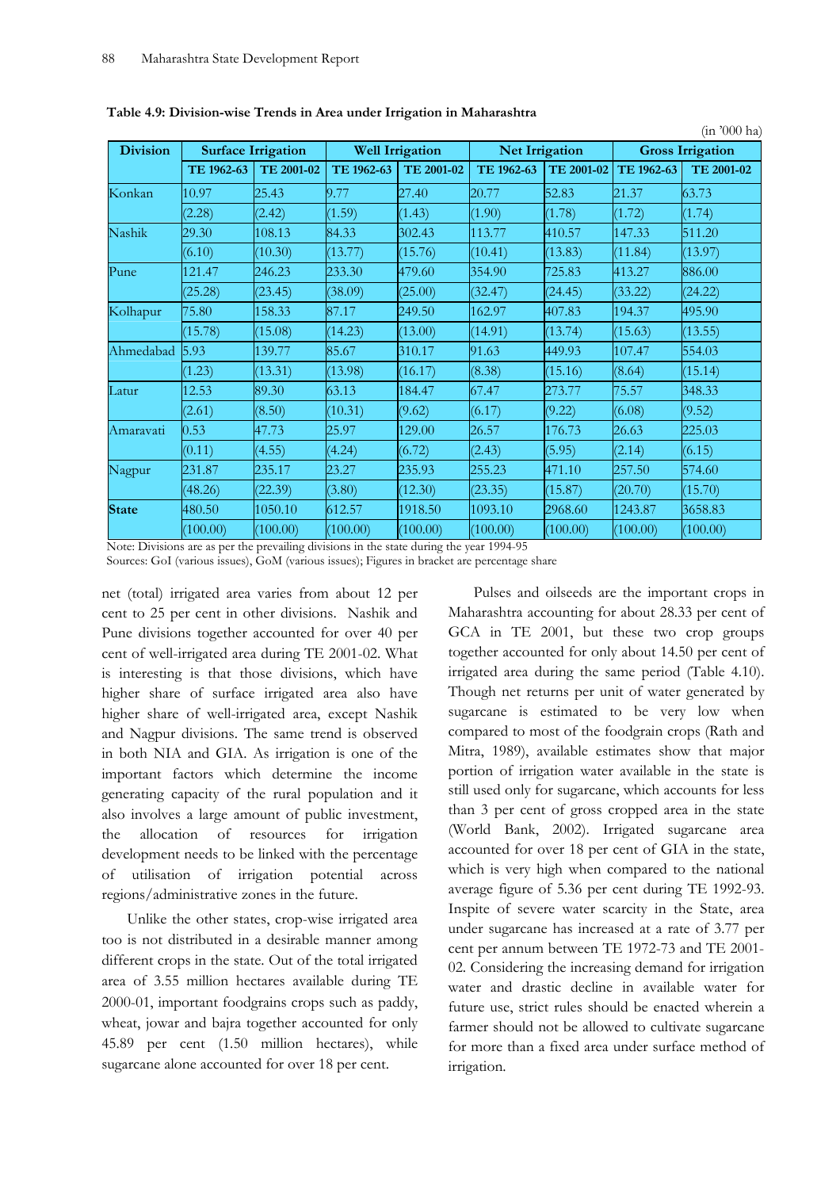**Table 4.9: Division-wise Trends in Area under Irrigation in Maharashtra**

(in '000 ha)

| Division | Surface Irrigation | | Well Irrigation | | Net Irrigation | | Gross Irrigation | |
|---|---|---|---|---|---|---|---|---|
| | TE 1962-63 | TE 2001-02 | TE 1962-63 | TE 2001-02 | TE 1962-63 | TE 2001-02 | TE 1962-63 | TE 2001-02 |
| Konkan | 10.97 | 25.43 | 9.77 | 27.40 | 20.77 | 52.83 | 21.37 | 63.73 |
| | (2.28) | (2.42) | (1.59) | (1.43) | (1.90) | (1.78) | (1.72) | (1.74) |
| Nashik | 29.30 | 108.13 | 84.33 | 302.43 | 113.77 | 410.57 | 147.33 | 511.20 |
| | (6.10) | (10.30) | (13.77) | (15.76) | (10.41) | (13.83) | (11.84) | (13.97) |
| Pune | 121.47 | 246.23 | 233.30 | 479.60 | 354.90 | 725.83 | 413.27 | 886.00 |
| | (25.28) | (23.45) | (38.09) | (25.00) | (32.47) | (24.45) | (33.22) | (24.22) |
| Kolhapur | 75.80 | 158.33 | 87.17 | 249.50 | 162.97 | 407.83 | 194.37 | 495.90 |
| | (15.78) | (15.08) | (14.23) | (13.00) | (14.91) | (13.74) | (15.63) | (13.55) |
| Ahmedabad | 5.93 | 139.77 | 85.67 | 310.17 | 91.63 | 449.93 | 107.47 | 554.03 |
| | (1.23) | (13.31) | (13.98) | (16.17) | (8.38) | (15.16) | (8.64) | (15.14) |
| Latur | 12.53 | 89.30 | 63.13 | 184.47 | 67.47 | 273.77 | 75.57 | 348.33 |
| | (2.61) | (8.50) | (10.31) | (9.62) | (6.17) | (9.22) | (6.08) | (9.52) |
| Amaravati | 0.53 | 47.73 | 25.97 | 129.00 | 26.57 | 176.73 | 26.63 | 225.03 |
| | (0.11) | (4.55) | (4.24) | (6.72) | (2.43) | (5.95) | (2.14) | (6.15) |
| Nagpur | 231.87 | 235.17 | 23.27 | 235.93 | 255.23 | 471.10 | 257.50 | 574.60 |
| | (48.26) | (22.39) | (3.80) | (12.30) | (23.35) | (15.87) | (20.70) | (15.70) |
| **State** | 480.50 | 1050.10 | 612.57 | 1918.50 | 1093.10 | 2968.60 | 1243.87 | 3658.83 |
| | (100.00) | (100.00) | (100.00) | (100.00) | (100.00) | (100.00) | (100.00) | (100.00) |

Note: Divisions are as per the prevailing divisions in the state during the year 1994-95

Sources: GoI (various issues), GoM (various issues); Figures in bracket are percentage share

net (total) irrigated area varies from about 12 per cent to 25 per cent in other divisions. Nashik and Pune divisions together accounted for over 40 per cent of well-irrigated area during TE 2001-02. What is interesting is that those divisions, which have higher share of surface irrigated area also have higher share of well-irrigated area, except Nashik and Nagpur divisions. The same trend is observed in both NIA and GIA. As irrigation is one of the important factors which determine the income generating capacity of the rural population and it also involves a large amount of public investment, the allocation of resources for irrigation development needs to be linked with the percentage of utilisation of irrigation potential across regions/administrative zones in the future.

Unlike the other states, crop-wise irrigated area too is not distributed in a desirable manner among different crops in the state. Out of the total irrigated area of 3.55 million hectares available during TE 2000-01, important foodgrains crops such as paddy, wheat, jowar and bajra together accounted for only 45.89 per cent (1.50 million hectares), while sugarcane alone accounted for over 18 per cent.

Pulses and oilseeds are the important crops in Maharashtra accounting for about 28.33 per cent of GCA in TE 2001, but these two crop groups together accounted for only about 14.50 per cent of irrigated area during the same period (Table 4.10). Though net returns per unit of water generated by sugarcane is estimated to be very low when compared to most of the foodgrain crops (Rath and Mitra, 1989), available estimates show that major portion of irrigation water available in the state is still used only for sugarcane, which accounts for less than 3 per cent of gross cropped area in the state (World Bank, 2002). Irrigated sugarcane area accounted for over 18 per cent of GIA in the state, which is very high when compared to the national average figure of 5.36 per cent during TE 1992-93. Inspite of severe water scarcity in the State, area under sugarcane has increased at a rate of 3.77 per cent per annum between TE 1972-73 and TE 2001-02. Considering the increasing demand for irrigation water and drastic decline in available water for future use, strict rules should be enacted wherein a farmer should not be allowed to cultivate sugarcane for more than a fixed area under surface method of irrigation.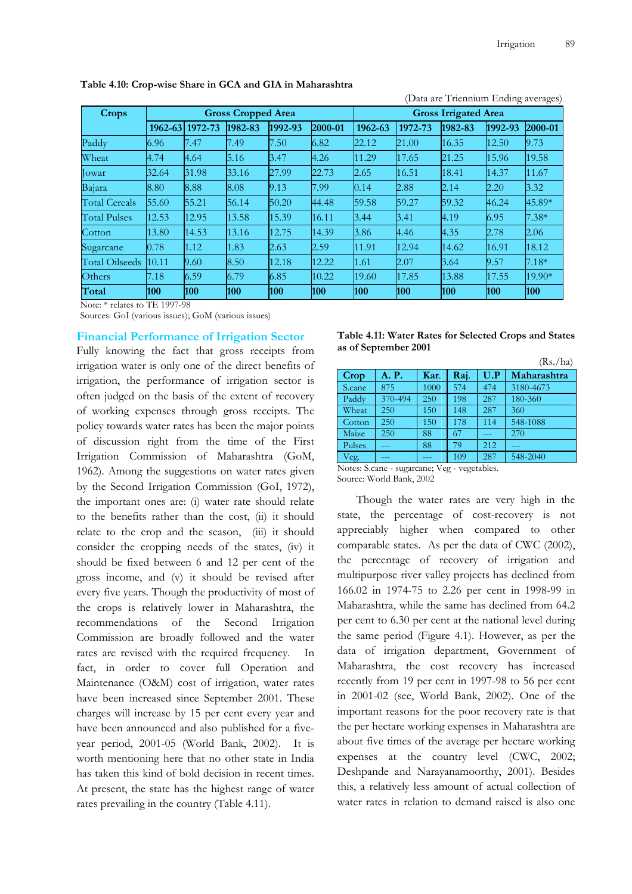**Table 4.10: Crop-wise Share in GCA and GIA in Maharashtra**

(Data are Triennium Ending averages)

| Crops | Gross Cropped Area | | | | | Gross Irrigated Area | | | | |
|---|---|---|---|---|---|---|---|---|---|---|
| | 1962-63 | 1972-73 | 1982-83 | 1992-93 | 2000-01 | 1962-63 | 1972-73 | 1982-83 | 1992-93 | 2000-01 |
| Paddy | 6.96 | 7.47 | 7.49 | 7.50 | 6.82 | 22.12 | 21.00 | 16.35 | 12.50 | 9.73 |
| Wheat | 4.74 | 4.64 | 5.16 | 3.47 | 4.26 | 11.29 | 17.65 | 21.25 | 15.96 | 19.58 |
| Jowar | 32.64 | 31.98 | 33.16 | 27.99 | 22.73 | 2.65 | 16.51 | 18.41 | 14.37 | 11.67 |
| Bajara | 8.80 | 8.88 | 8.08 | 9.13 | 7.99 | 0.14 | 2.88 | 2.14 | 2.20 | 3.32 |
| Total Cereals | 55.60 | 55.21 | 56.14 | 50.20 | 44.48 | 59.58 | 59.27 | 59.32 | 46.24 | 45.89* |
| Total Pulses | 12.53 | 12.95 | 13.58 | 15.39 | 16.11 | 3.44 | 3.41 | 4.19 | 6.95 | 7.38* |
| Cotton | 13.80 | 14.53 | 13.16 | 12.75 | 14.39 | 3.86 | 4.46 | 4.35 | 2.78 | 2.06 |
| Sugarcane | 0.78 | 1.12 | 1.83 | 2.63 | 2.59 | 11.91 | 12.94 | 14.62 | 16.91 | 18.12 |
| Total Oilseeds | 10.11 | 9.60 | 8.50 | 12.18 | 12.22 | 1.61 | 2.07 | 3.64 | 9.57 | 7.18* |
| Others | 7.18 | 6.59 | 6.79 | 6.85 | 10.22 | 19.60 | 17.85 | 13.88 | 17.55 | 19.90* |
| **Total** | **100** | **100** | **100** | **100** | **100** | **100** | **100** | **100** | **100** | **100** |

Note: * relates to TE 1997-98

Sources: GoI (various issues); GoM (various issues)

## Financial Performance of Irrigation Sector

Fully knowing the fact that gross receipts from irrigation water is only one of the direct benefits of irrigation, the performance of irrigation sector is often judged on the basis of the extent of recovery of working expenses through gross receipts. The policy towards water rates has been the major points of discussion right from the time of the First Irrigation Commission of Maharashtra (GoM, 1962). Among the suggestions on water rates given by the Second Irrigation Commission (GoI, 1972), the important ones are: (i) water rate should relate to the benefits rather than the cost, (ii) it should relate to the crop and the season, (iii) it should consider the cropping needs of the states, (iv) it should be fixed between 6 and 12 per cent of the gross income, and (v) it should be revised after every five years. Though the productivity of most of the crops is relatively lower in Maharashtra, the recommendations of the Second Irrigation Commission are broadly followed and the water rates are revised with the required frequency. In fact, in order to cover full Operation and Maintenance (O&M) cost of irrigation, water rates have been increased since September 2001. These charges will increase by 15 per cent every year and have been announced and also published for a five-year period, 2001-05 (World Bank, 2002). It is worth mentioning here that no other state in India has taken this kind of bold decision in recent times. At present, the state has the highest range of water rates prevailing in the country (Table 4.11).

**Table 4.11: Water Rates for Selected Crops and States as of September 2001**

(Rs./ha)

| Crop | A. P. | Kar. | Raj. | U.P | Maharashtra |
|---|---|---|---|---|---|
| S.cane | 875 | 1000 | 574 | 474 | 3180-4673 |
| Paddy | 370-494 | 250 | 198 | 287 | 180-360 |
| Wheat | 250 | 150 | 148 | 287 | 360 |
| Cotton | 250 | 150 | 178 | 114 | 548-1088 |
| Maize | 250 | 88 | 67 | --- | 270 |
| Pulses | --- | 88 | 79 | 212 | --- |
| Veg. | --- | --- | 109 | 287 | 548-2040 |

Notes: S.cane - sugarcane; Veg - vegetables.

Source: World Bank, 2002

Though the water rates are very high in the state, the percentage of cost-recovery is not appreciably higher when compared to other comparable states. As per the data of CWC (2002), the percentage of recovery of irrigation and multipurpose river valley projects has declined from 166.02 in 1974-75 to 2.26 per cent in 1998-99 in Maharashtra, while the same has declined from 64.2 per cent to 6.30 per cent at the national level during the same period (Figure 4.1). However, as per the data of irrigation department, Government of Maharashtra, the cost recovery has increased recently from 19 per cent in 1997-98 to 56 per cent in 2001-02 (see, World Bank, 2002). One of the important reasons for the poor recovery rate is that the per hectare working expenses in Maharashtra are about five times of the average per hectare working expenses at the country level (CWC, 2002; Deshpande and Narayanamoorthy, 2001). Besides this, a relatively less amount of actual collection of water rates in relation to demand raised is also one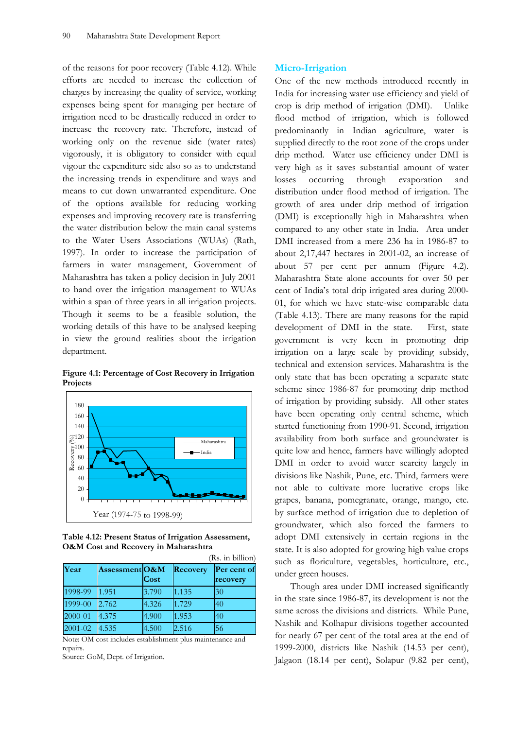of the reasons for poor recovery (Table 4.12). While efforts are needed to increase the collection of charges by increasing the quality of service, working expenses being spent for managing per hectare of irrigation need to be drastically reduced in order to increase the recovery rate. Therefore, instead of working only on the revenue side (water rates) vigorously, it is obligatory to consider with equal vigour the expenditure side also so as to understand the increasing trends in expenditure and ways and means to cut down unwarranted expenditure. One of the options available for reducing working expenses and improving recovery rate is transferring the water distribution below the main canal systems to the Water Users Associations (WUAs) (Rath, 1997). In order to increase the participation of farmers in water management, Government of Maharashtra has taken a policy decision in July 2001 to hand over the irrigation management to WUAs within a span of three years in all irrigation projects. Though it seems to be a feasible solution, the working details of this have to be analysed keeping in view the ground realities about the irrigation department.

**Figure 4.1: Percentage of Cost Recovery in Irrigation Projects**

**Table 4.12: Present Status of Irrigation Assessment, O&M Cost and Recovery in Maharashtra**

(Rs. in billion)

| Year | Assessment | O&M Cost | Recovery | Per cent of recovery |
|---|---|---|---|---|
| 1998-99 | 1.951 | 3.790 | 1.135 | 30 |
| 1999-00 | 2.762 | 4.326 | 1.729 | 40 |
| 2000-01 | 4.375 | 4.900 | 1.953 | 40 |
| 2001-02 | 4.535 | 4.500 | 2.516 | 56 |

Note: OM cost includes establishment plus maintenance and repairs.
Source: GoM, Dept. of Irrigation.

## Micro-Irrigation

One of the new methods introduced recently in India for increasing water use efficiency and yield of crop is drip method of irrigation (DMI). Unlike flood method of irrigation, which is followed predominantly in Indian agriculture, water is supplied directly to the root zone of the crops under drip method. Water use efficiency under DMI is very high as it saves substantial amount of water losses occurring through evaporation and distribution under flood method of irrigation. The growth of area under drip method of irrigation (DMI) is exceptionally high in Maharashtra when compared to any other state in India. Area under DMI increased from a mere 236 ha in 1986-87 to about 2,17,447 hectares in 2001-02, an increase of about 57 per cent per annum (Figure 4.2). Maharashtra State alone accounts for over 50 per cent of India's total drip irrigated area during 2000-01, for which we have state-wise comparable data (Table 4.13). There are many reasons for the rapid development of DMI in the state. First, state government is very keen in promoting drip irrigation on a large scale by providing subsidy, technical and extension services. Maharashtra is the only state that has been operating a separate state scheme since 1986-87 for promoting drip method of irrigation by providing subsidy. All other states have been operating only central scheme, which started functioning from 1990-91. Second, irrigation availability from both surface and groundwater is quite low and hence, farmers have willingly adopted DMI in order to avoid water scarcity largely in divisions like Nashik, Pune, etc. Third, farmers were not able to cultivate more lucrative crops like grapes, banana, pomegranate, orange, mango, etc. by surface method of irrigation due to depletion of groundwater, which also forced the farmers to adopt DMI extensively in certain regions in the state. It is also adopted for growing high value crops such as floriculture, vegetables, horticulture, etc., under green houses.

Though area under DMI increased significantly in the state since 1986-87, its development is not the same across the divisions and districts. While Pune, Nashik and Kolhapur divisions together accounted for nearly 67 per cent of the total area at the end of 1999-2000, districts like Nashik (14.53 per cent), Jalgaon (18.14 per cent), Solapur (9.82 per cent),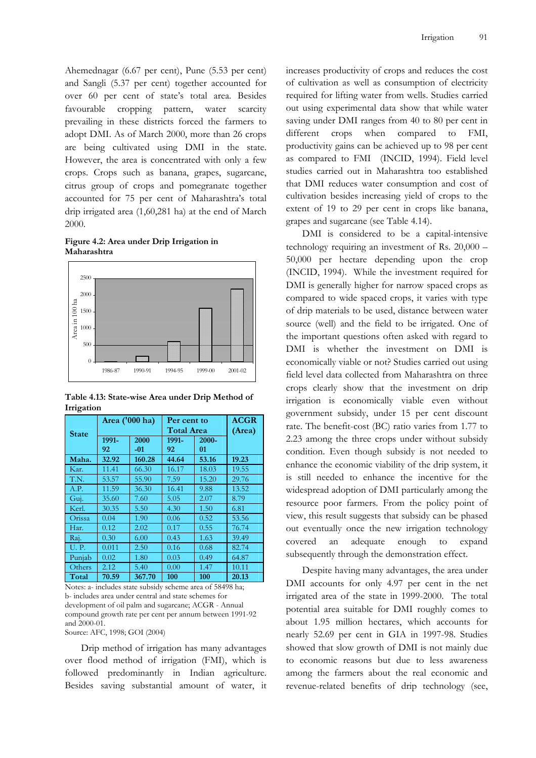Ahemednagar (6.67 per cent), Pune (5.53 per cent) and Sangli (5.37 per cent) together accounted for over 60 per cent of state's total area. Besides favourable cropping pattern, water scarcity prevailing in these districts forced the farmers to adopt DMI. As of March 2000, more than 26 crops are being cultivated using DMI in the state. However, the area is concentrated with only a few crops. Crops such as banana, grapes, sugarcane, citrus group of crops and pomegranate together accounted for 75 per cent of Maharashtra's total drip irrigated area (1,60,281 ha) at the end of March 2000.

**Figure 4.2: Area under Drip Irrigation in Maharashtra**

**Table 4.13: State-wise Area under Drip Method of Irrigation**

| State | Area ('000 ha) | | Per cent to Total Area | | ACGR (Area) |
|---|---|---|---|---|---|
| | 1991-92 | 2000-01 | 1991-92 | 2000-01 | |
| **Maha.** | **32.92** | **160.28** | **44.64** | **53.16** | **19.23** |
| Kar. | 11.41 | 66.30 | 16.17 | 18.03 | 19.55 |
| T.N. | 53.57 | 55.90 | 7.59 | 15.20 | 29.76 |
| A.P. | 11.59 | 36.30 | 16.41 | 9.88 | 13.52 |
| Guj. | 35.60 | 7.60 | 5.05 | 2.07 | 8.79 |
| Kerl. | 30.35 | 5.50 | 4.30 | 1.50 | 6.81 |
| Orissa | 0.04 | 1.90 | 0.06 | 0.52 | 53.56 |
| Har. | 0.12 | 2.02 | 0.17 | 0.55 | 76.74 |
| Raj. | 0.30 | 6.00 | 0.43 | 1.63 | 39.49 |
| U. P. | 0.011 | 2.50 | 0.16 | 0.68 | 82.74 |
| Punjab | 0.02 | 1.80 | 0.03 | 0.49 | 64.87 |
| Others | 2.12 | 5.40 | 0.00 | 1.47 | 10.11 |
| **Total** | **70.59** | **367.70** | **100** | **100** | **20.13** |

Notes: a- includes state subsidy scheme area of 58498 ha; b- includes area under central and state schemes for development of oil palm and sugarcane; ACGR - Annual compound growth rate per cent per annum between 1991-92 and 2000-01.
Source: AFC, 1998; GOI (2004)

Drip method of irrigation has many advantages over flood method of irrigation (FMI), which is followed predominantly in Indian agriculture. Besides saving substantial amount of water, it increases productivity of crops and reduces the cost of cultivation as well as consumption of electricity required for lifting water from wells. Studies carried out using experimental data show that while water saving under DMI ranges from 40 to 80 per cent in different crops when compared to FMI, productivity gains can be achieved up to 98 per cent as compared to FMI (INCID, 1994). Field level studies carried out in Maharashtra too established that DMI reduces water consumption and cost of cultivation besides increasing yield of crops to the extent of 19 to 29 per cent in crops like banana, grapes and sugarcane (see Table 4.14).

DMI is considered to be a capital-intensive technology requiring an investment of Rs. 20,000 – 50,000 per hectare depending upon the crop (INCID, 1994). While the investment required for DMI is generally higher for narrow spaced crops as compared to wide spaced crops, it varies with type of drip materials to be used, distance between water source (well) and the field to be irrigated. One of the important questions often asked with regard to DMI is whether the investment on DMI is economically viable or not? Studies carried out using field level data collected from Maharashtra on three crops clearly show that the investment on drip irrigation is economically viable even without government subsidy, under 15 per cent discount rate. The benefit-cost (BC) ratio varies from 1.77 to 2.23 among the three crops under without subsidy condition. Even though subsidy is not needed to enhance the economic viability of the drip system, it is still needed to enhance the incentive for the widespread adoption of DMI particularly among the resource poor farmers. From the policy point of view, this result suggests that subsidy can be phased out eventually once the new irrigation technology covered an adequate enough to expand subsequently through the demonstration effect.

Despite having many advantages, the area under DMI accounts for only 4.97 per cent in the net irrigated area of the state in 1999-2000. The total potential area suitable for DMI roughly comes to about 1.95 million hectares, which accounts for nearly 52.69 per cent in GIA in 1997-98. Studies showed that slow growth of DMI is not mainly due to economic reasons but due to less awareness among the farmers about the real economic and revenue-related benefits of drip technology (see,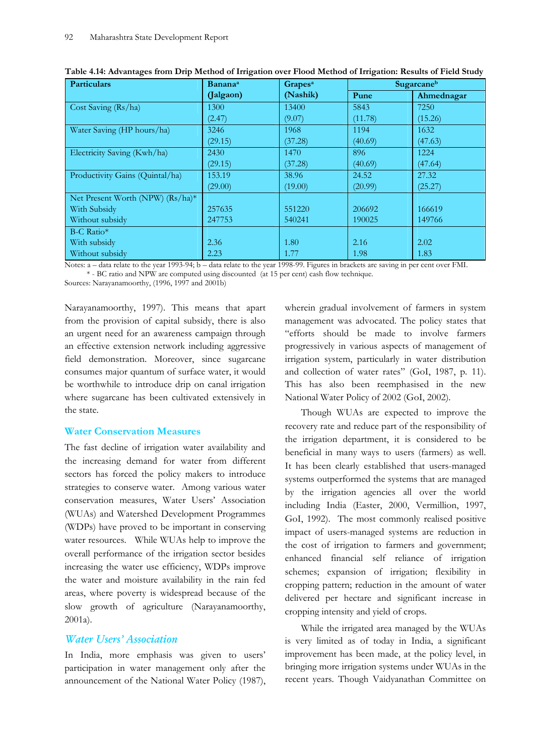**Table 4.14: Advantages from Drip Method of Irrigation over Flood Method of Irrigation: Results of Field Study**

| Particulars | Banana[a] (Jalgaon) | Grapes[a] (Nashik) | Sugarcane[b] | |
|---|---|---|---|---|
| | | | Pune | Ahmednagar |
| Cost Saving (Rs/ha) | 1300 (2.47) | 13400 (9.07) | 5843 (11.78) | 7250 (15.26) |
| Water Saving (HP hours/ha) | 3246 (29.15) | 1968 (37.28) | 1194 (40.69) | 1632 (47.63) |
| Electricity Saving (Kwh/ha) | 2430 (29.15) | 1470 (37.28) | 896 (40.69) | 1224 (47.64) |
| Productivity Gains (Quintal/ha) | 153.19 (29.00) | 38.96 (19.00) | 24.52 (20.99) | 27.32 (25.27) |
| Net Present Worth (NPW) (Rs/ha)* | | | | |
| With Subsidy | 257635 | 551220 | 206692 | 166619 |
| Without subsidy | 247753 | 540241 | 190025 | 149766 |
| B-C Ratio* | | | | |
| With subsidy | 2.36 | 1.80 | 2.16 | 2.02 |
| Without subsidy | 2.23 | 1.77 | 1.98 | 1.83 |

Notes: a – data relate to the year 1993-94; b – data relate to the year 1998-99. Figures in brackets are saving in per cent over FMI.
\* - BC ratio and NPW are computed using discounted (at 15 per cent) cash flow technique.
Sources: Narayanamoorthy, (1996, 1997 and 2001b)

Narayanamoorthy, 1997). This means that apart from the provision of capital subsidy, there is also an urgent need for an awareness campaign through an effective extension network including aggressive field demonstration. Moreover, since sugarcane consumes major quantum of surface water, it would be worthwhile to introduce drip on canal irrigation where sugarcane has been cultivated extensively in the state.

## Water Conservation Measures

The fast decline of irrigation water availability and the increasing demand for water from different sectors has forced the policy makers to introduce strategies to conserve water. Among various water conservation measures, Water Users' Association (WUAs) and Watershed Development Programmes (WDPs) have proved to be important in conserving water resources. While WUAs help to improve the overall performance of the irrigation sector besides increasing the water use efficiency, WDPs improve the water and moisture availability in the rain fed areas, where poverty is widespread because of the slow growth of agriculture (Narayanamoorthy, 2001a).

### *Water Users' Association*

In India, more emphasis was given to users' participation in water management only after the announcement of the National Water Policy (1987), wherein gradual involvement of farmers in system management was advocated. The policy states that "efforts should be made to involve farmers progressively in various aspects of management of irrigation system, particularly in water distribution and collection of water rates" (GoI, 1987, p. 11). This has also been reemphasised in the new National Water Policy of 2002 (GoI, 2002).

Though WUAs are expected to improve the recovery rate and reduce part of the responsibility of the irrigation department, it is considered to be beneficial in many ways to users (farmers) as well. It has been clearly established that users-managed systems outperformed the systems that are managed by the irrigation agencies all over the world including India (Easter, 2000, Vermillion, 1997, GoI, 1992). The most commonly realised positive impact of users-managed systems are reduction in the cost of irrigation to farmers and government; enhanced financial self reliance of irrigation schemes; expansion of irrigation; flexibility in cropping pattern; reduction in the amount of water delivered per hectare and significant increase in cropping intensity and yield of crops.

While the irrigated area managed by the WUAs is very limited as of today in India, a significant improvement has been made, at the policy level, in bringing more irrigation systems under WUAs in the recent years. Though Vaidyanathan Committee on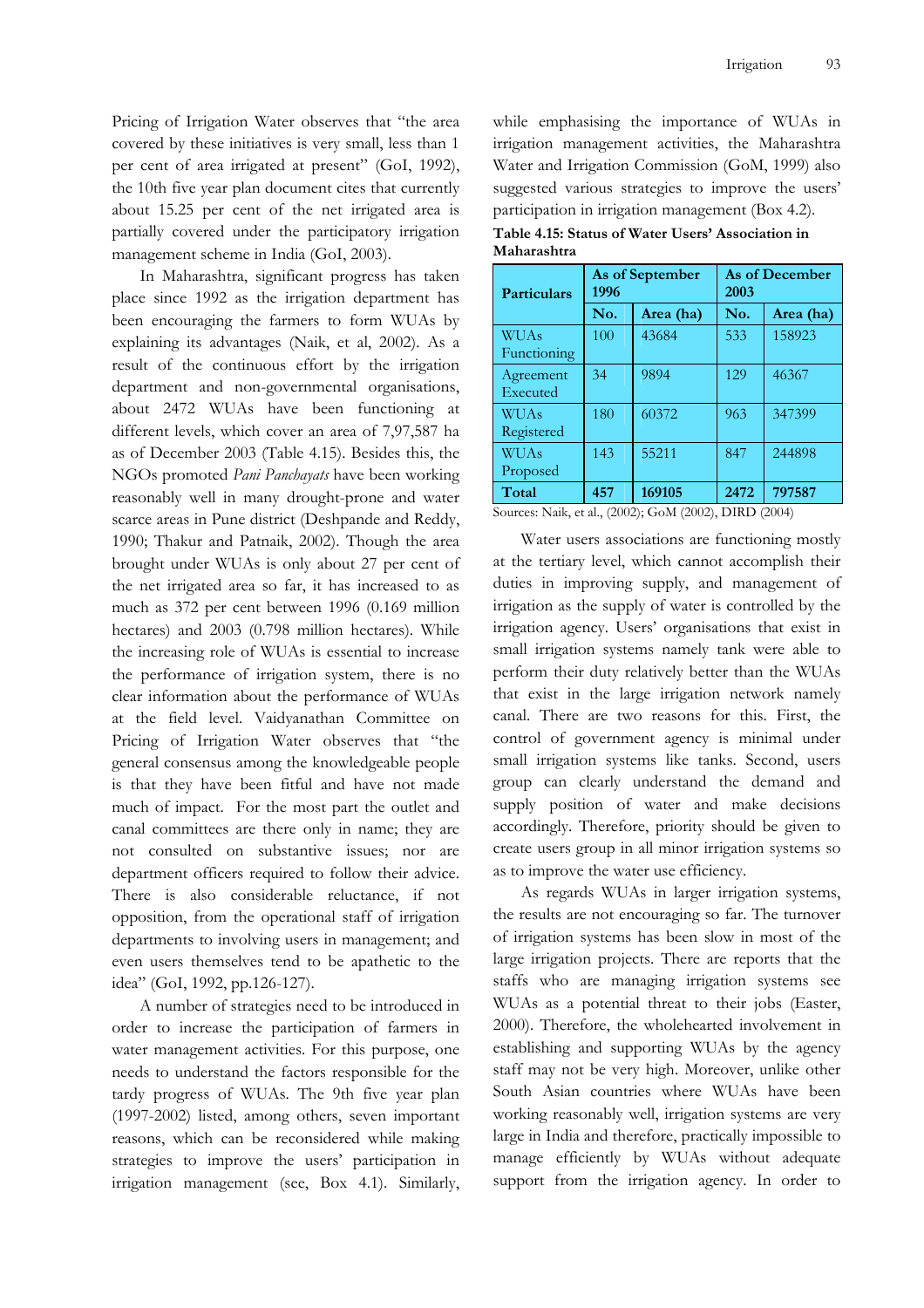Pricing of Irrigation Water observes that "the area covered by these initiatives is very small, less than 1 per cent of area irrigated at present" (GoI, 1992), the 10th five year plan document cites that currently about 15.25 per cent of the net irrigated area is partially covered under the participatory irrigation management scheme in India (GoI, 2003).

In Maharashtra, significant progress has taken place since 1992 as the irrigation department has been encouraging the farmers to form WUAs by explaining its advantages (Naik, et al, 2002). As a result of the continuous effort by the irrigation department and non-governmental organisations, about 2472 WUAs have been functioning at different levels, which cover an area of 7,97,587 ha as of December 2003 (Table 4.15). Besides this, the NGOs promoted *Pani Panchayats* have been working reasonably well in many drought-prone and water scarce areas in Pune district (Deshpande and Reddy, 1990; Thakur and Patnaik, 2002). Though the area brought under WUAs is only about 27 per cent of the net irrigated area so far, it has increased to as much as 372 per cent between 1996 (0.169 million hectares) and 2003 (0.798 million hectares). While the increasing role of WUAs is essential to increase the performance of irrigation system, there is no clear information about the performance of WUAs at the field level. Vaidyanathan Committee on Pricing of Irrigation Water observes that "the general consensus among the knowledgeable people is that they have been fitful and have not made much of impact. For the most part the outlet and canal committees are there only in name; they are not consulted on substantive issues; nor are department officers required to follow their advice. There is also considerable reluctance, if not opposition, from the operational staff of irrigation departments to involving users in management; and even users themselves tend to be apathetic to the idea" (GoI, 1992, pp.126-127).

A number of strategies need to be introduced in order to increase the participation of farmers in water management activities. For this purpose, one needs to understand the factors responsible for the tardy progress of WUAs. The 9th five year plan (1997-2002) listed, among others, seven important reasons, which can be reconsidered while making strategies to improve the users' participation in irrigation management (see, Box 4.1). Similarly, while emphasising the importance of WUAs in irrigation management activities, the Maharashtra Water and Irrigation Commission (GoM, 1999) also suggested various strategies to improve the users' participation in irrigation management (Box 4.2).

**Table 4.15: Status of Water Users' Association in Maharashtra**

| Particulars | As of September 1996 | | As of December 2003 | |
|---|---|---|---|---|
| | No. | Area (ha) | No. | Area (ha) |
| WUAs Functioning | 100 | 43684 | 533 | 158923 |
| Agreement Executed | 34 | 9894 | 129 | 46367 |
| WUAs Registered | 180 | 60372 | 963 | 347399 |
| WUAs Proposed | 143 | 55211 | 847 | 244898 |
| **Total** | **457** | **169105** | **2472** | **797587** |

Sources: Naik, et al., (2002); GoM (2002), DIRD (2004)

Water users associations are functioning mostly at the tertiary level, which cannot accomplish their duties in improving supply, and management of irrigation as the supply of water is controlled by the irrigation agency. Users' organisations that exist in small irrigation systems namely tank were able to perform their duty relatively better than the WUAs that exist in the large irrigation network namely canal. There are two reasons for this. First, the control of government agency is minimal under small irrigation systems like tanks. Second, users group can clearly understand the demand and supply position of water and make decisions accordingly. Therefore, priority should be given to create users group in all minor irrigation systems so as to improve the water use efficiency.

As regards WUAs in larger irrigation systems, the results are not encouraging so far. The turnover of irrigation systems has been slow in most of the large irrigation projects. There are reports that the staffs who are managing irrigation systems see WUAs as a potential threat to their jobs (Easter, 2000). Therefore, the wholehearted involvement in establishing and supporting WUAs by the agency staff may not be very high. Moreover, unlike other South Asian countries where WUAs have been working reasonably well, irrigation systems are very large in India and therefore, practically impossible to manage efficiently by WUAs without adequate support from the irrigation agency. In order to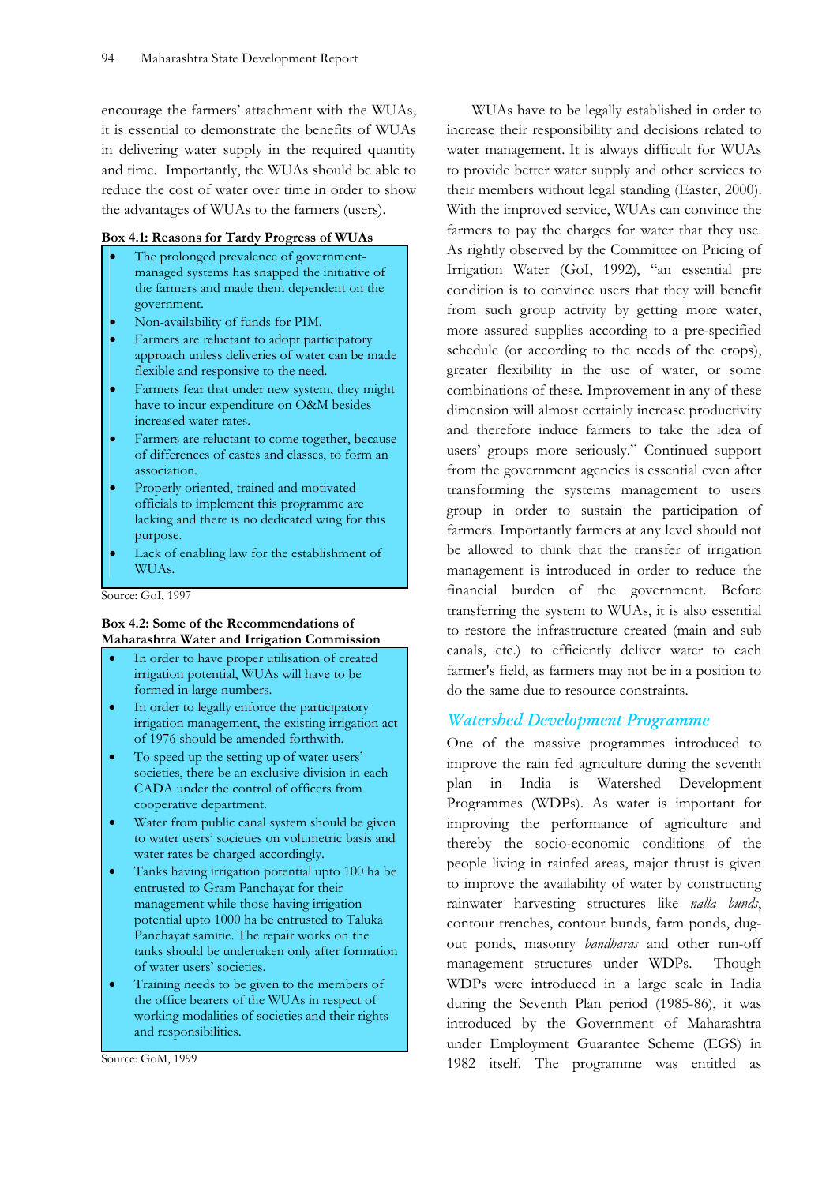encourage the farmers' attachment with the WUAs, it is essential to demonstrate the benefits of WUAs in delivering water supply in the required quantity and time. Importantly, the WUAs should be able to reduce the cost of water over time in order to show the advantages of WUAs to the farmers (users).

**Box 4.1: Reasons for Tardy Progress of WUAs**

- The prolonged prevalence of government-managed systems has snapped the initiative of the farmers and made them dependent on the government.
- Non-availability of funds for PIM.
- Farmers are reluctant to adopt participatory approach unless deliveries of water can be made flexible and responsive to the need.
- Farmers fear that under new system, they might have to incur expenditure on O&M besides increased water rates.
- Farmers are reluctant to come together, because of differences of castes and classes, to form an association.
- Properly oriented, trained and motivated officials to implement this programme are lacking and there is no dedicated wing for this purpose.
- Lack of enabling law for the establishment of WUAs.

Source: GoI, 1997

**Box 4.2: Some of the Recommendations of Maharashtra Water and Irrigation Commission**

- In order to have proper utilisation of created irrigation potential, WUAs will have to be formed in large numbers.
- In order to legally enforce the participatory irrigation management, the existing irrigation act of 1976 should be amended forthwith.
- To speed up the setting up of water users' societies, there be an exclusive division in each CADA under the control of officers from cooperative department.
- Water from public canal system should be given to water users' societies on volumetric basis and water rates be charged accordingly.
- Tanks having irrigation potential upto 100 ha be entrusted to Gram Panchayat for their management while those having irrigation potential upto 1000 ha be entrusted to Taluka Panchayat samitie. The repair works on the tanks should be undertaken only after formation of water users' societies.
- Training needs to be given to the members of the office bearers of the WUAs in respect of working modalities of societies and their rights and responsibilities.

Source: GoM, 1999

WUAs have to be legally established in order to increase their responsibility and decisions related to water management. It is always difficult for WUAs to provide better water supply and other services to their members without legal standing (Easter, 2000). With the improved service, WUAs can convince the farmers to pay the charges for water that they use. As rightly observed by the Committee on Pricing of Irrigation Water (GoI, 1992), "an essential pre condition is to convince users that they will benefit from such group activity by getting more water, more assured supplies according to a pre-specified schedule (or according to the needs of the crops), greater flexibility in the use of water, or some combinations of these. Improvement in any of these dimension will almost certainly increase productivity and therefore induce farmers to take the idea of users' groups more seriously." Continued support from the government agencies is essential even after transforming the systems management to users group in order to sustain the participation of farmers. Importantly farmers at any level should not be allowed to think that the transfer of irrigation management is introduced in order to reduce the financial burden of the government. Before transferring the system to WUAs, it is also essential to restore the infrastructure created (main and sub canals, etc.) to efficiently deliver water to each farmer's field, as farmers may not be in a position to do the same due to resource constraints.

## *Watershed Development Programme*

One of the massive programmes introduced to improve the rain fed agriculture during the seventh plan in India is Watershed Development Programmes (WDPs). As water is important for improving the performance of agriculture and thereby the socio-economic conditions of the people living in rainfed areas, major thrust is given to improve the availability of water by constructing rainwater harvesting structures like *nalla bunds*, contour trenches, contour bunds, farm ponds, dug-out ponds, masonry *bandharas* and other run-off management structures under WDPs. Though WDPs were introduced in a large scale in India during the Seventh Plan period (1985-86), it was introduced by the Government of Maharashtra under Employment Guarantee Scheme (EGS) in 1982 itself. The programme was entitled as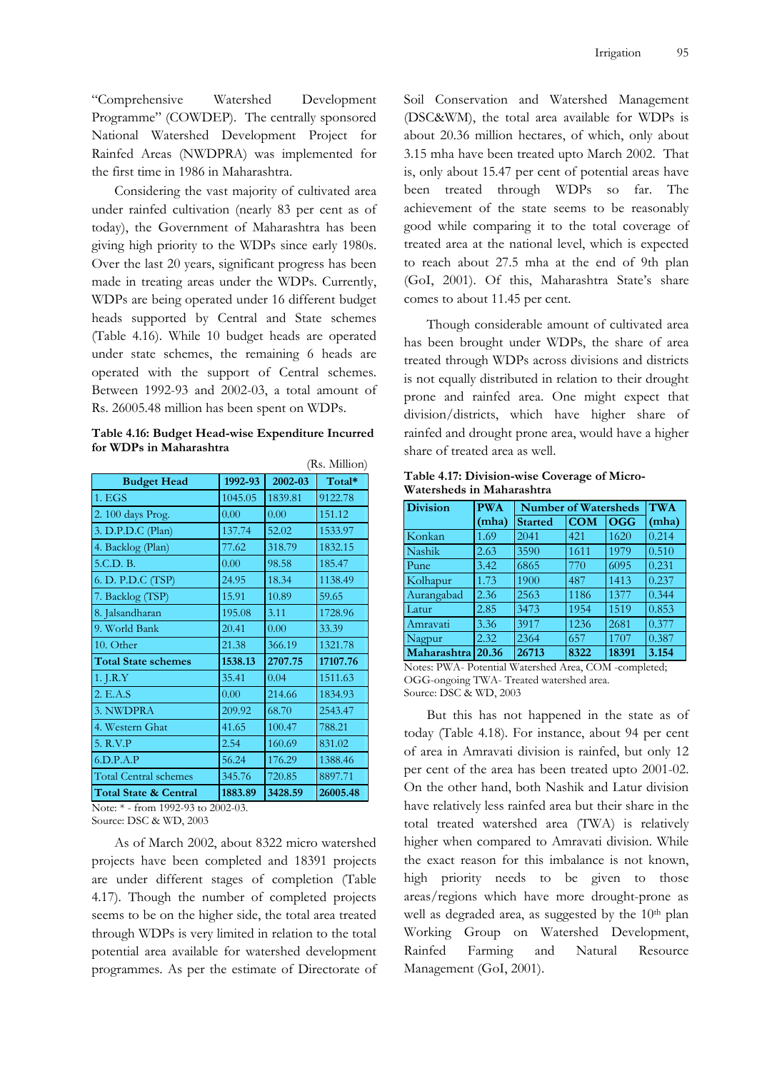"Comprehensive Watershed Development Programme" (COWDEP). The centrally sponsored National Watershed Development Project for Rainfed Areas (NWDPRA) was implemented for the first time in 1986 in Maharashtra.

Considering the vast majority of cultivated area under rainfed cultivation (nearly 83 per cent as of today), the Government of Maharashtra has been giving high priority to the WDPs since early 1980s. Over the last 20 years, significant progress has been made in treating areas under the WDPs. Currently, WDPs are being operated under 16 different budget heads supported by Central and State schemes (Table 4.16). While 10 budget heads are operated under state schemes, the remaining 6 heads are operated with the support of Central schemes. Between 1992-93 and 2002-03, a total amount of Rs. 26005.48 million has been spent on WDPs.

**Table 4.16: Budget Head-wise Expenditure Incurred for WDPs in Maharashtra**

(Rs. Million)

| Budget Head | 1992-93 | 2002-03 | Total* |
|---|---|---|---|
| 1. EGS | 1045.05 | 1839.81 | 9122.78 |
| 2. 100 days Prog. | 0.00 | 0.00 | 151.12 |
| 3. D.P.D.C (Plan) | 137.74 | 52.02 | 1533.97 |
| 4. Backlog (Plan) | 77.62 | 318.79 | 1832.15 |
| 5.C.D. B. | 0.00 | 98.58 | 185.47 |
| 6. D. P.D.C (TSP) | 24.95 | 18.34 | 1138.49 |
| 7. Backlog (TSP) | 15.91 | 10.89 | 59.65 |
| 8. Jalsandharan | 195.08 | 3.11 | 1728.96 |
| 9. World Bank | 20.41 | 0.00 | 33.39 |
| 10. Other | 21.38 | 366.19 | 1321.78 |
| **Total State schemes** | **1538.13** | **2707.75** | **17107.76** |
| 1. J.R.Y | 35.41 | 0.04 | 1511.63 |
| 2. E.A.S | 0.00 | 214.66 | 1834.93 |
| 3. NWDPRA | 209.92 | 68.70 | 2543.47 |
| 4. Western Ghat | 41.65 | 100.47 | 788.21 |
| 5. R.V.P | 2.54 | 160.69 | 831.02 |
| 6.D.P.A.P | 56.24 | 176.29 | 1388.46 |
| Total Central schemes | 345.76 | 720.85 | 8897.71 |
| **Total State & Central** | **1883.89** | **3428.59** | **26005.48** |

Note: * - from 1992-93 to 2002-03.
Source: DSC & WD, 2003

As of March 2002, about 8322 micro watershed projects have been completed and 18391 projects are under different stages of completion (Table 4.17). Though the number of completed projects seems to be on the higher side, the total area treated through WDPs is very limited in relation to the total potential area available for watershed development programmes. As per the estimate of Directorate of Soil Conservation and Watershed Management (DSC&WM), the total area available for WDPs is about 20.36 million hectares, of which, only about 3.15 mha have been treated upto March 2002. That is, only about 15.47 per cent of potential areas have been treated through WDPs so far. The achievement of the state seems to be reasonably good while comparing it to the total coverage of treated area at the national level, which is expected to reach about 27.5 mha at the end of 9th plan (GoI, 2001). Of this, Maharashtra State's share comes to about 11.45 per cent.

Though considerable amount of cultivated area has been brought under WDPs, the share of area treated through WDPs across divisions and districts is not equally distributed in relation to their drought prone and rainfed area. One might expect that division/districts, which have higher share of rainfed and drought prone area, would have a higher share of treated area as well.

**Table 4.17: Division-wise Coverage of Micro-Watersheds in Maharashtra**

| Division | PWA (mha) | Number of Watersheds | | | TWA (mha) |
|---|---|---|---|---|---|
| | | Started | COM | OGG | |
| Konkan | 1.69 | 2041 | 421 | 1620 | 0.214 |
| Nashik | 2.63 | 3590 | 1611 | 1979 | 0.510 |
| Pune | 3.42 | 6865 | 770 | 6095 | 0.231 |
| Kolhapur | 1.73 | 1900 | 487 | 1413 | 0.237 |
| Aurangabad | 2.36 | 2563 | 1186 | 1377 | 0.344 |
| Latur | 2.85 | 3473 | 1954 | 1519 | 0.853 |
| Amravati | 3.36 | 3917 | 1236 | 2681 | 0.377 |
| Nagpur | 2.32 | 2364 | 657 | 1707 | 0.387 |
| **Maharashtra** | **20.36** | **26713** | **8322** | **18391** | **3.154** |

Notes: PWA- Potential Watershed Area, COM -completed; OGG-ongoing TWA- Treated watershed area.
Source: DSC & WD, 2003

But this has not happened in the state as of today (Table 4.18). For instance, about 94 per cent of area in Amravati division is rainfed, but only 12 per cent of the area has been treated upto 2001-02. On the other hand, both Nashik and Latur division have relatively less rainfed area but their share in the total treated watershed area (TWA) is relatively higher when compared to Amravati division. While the exact reason for this imbalance is not known, high priority needs to be given to those areas/regions which have more drought-prone as well as degraded area, as suggested by the 10th plan Working Group on Watershed Development, Rainfed Farming and Natural Resource Management (GoI, 2001).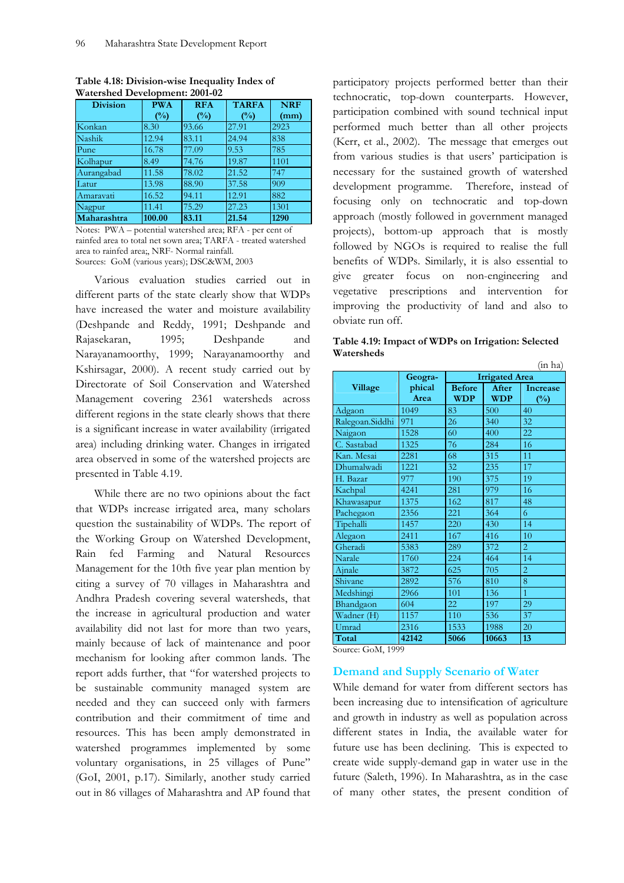**Table 4.18: Division-wise Inequality Index of Watershed Development: 2001-02**

| Division | PWA (%) | RFA (%) | TARFA (%) | NRF (mm) |
|---|---|---|---|---|
| Konkan | 8.30 | 93.66 | 27.91 | 2923 |
| Nashik | 12.94 | 83.11 | 24.94 | 838 |
| Pune | 16.78 | 77.09 | 9.53 | 785 |
| Kolhapur | 8.49 | 74.76 | 19.87 | 1101 |
| Aurangabad | 11.58 | 78.02 | 21.52 | 747 |
| Latur | 13.98 | 88.90 | 37.58 | 909 |
| Amaravati | 16.52 | 94.11 | 12.91 | 882 |
| Nagpur | 11.41 | 75.29 | 27.23 | 1301 |
| **Maharashtra** | **100.00** | **83.11** | **21.54** | **1290** |

Notes: PWA – potential watershed area; RFA - per cent of rainfed area to total net sown area; TARFA - treated watershed area to rainfed area;, NRF- Normal rainfall.
Sources: GoM (various years); DSC&WM, 2003

Various evaluation studies carried out in different parts of the state clearly show that WDPs have increased the water and moisture availability (Deshpande and Reddy, 1991; Deshpande and Rajasekaran, 1995; Deshpande and Narayanamoorthy, 1999; Narayanamoorthy and Kshirsagar, 2000). A recent study carried out by Directorate of Soil Conservation and Watershed Management covering 2361 watersheds across different regions in the state clearly shows that there is a significant increase in water availability (irrigated area) including drinking water. Changes in irrigated area observed in some of the watershed projects are presented in Table 4.19.

While there are no two opinions about the fact that WDPs increase irrigated area, many scholars question the sustainability of WDPs. The report of the Working Group on Watershed Development, Rain fed Farming and Natural Resources Management for the 10th five year plan mention by citing a survey of 70 villages in Maharashtra and Andhra Pradesh covering several watersheds, that the increase in agricultural production and water availability did not last for more than two years, mainly because of lack of maintenance and poor mechanism for looking after common lands. The report adds further, that "for watershed projects to be sustainable community managed system are needed and they can succeed only with farmers contribution and their commitment of time and resources. This has been amply demonstrated in watershed programmes implemented by some voluntary organisations, in 25 villages of Pune" (GoI, 2001, p.17). Similarly, another study carried out in 86 villages of Maharashtra and AP found that participatory projects performed better than their technocratic, top-down counterparts. However, participation combined with sound technical input performed much better than all other projects (Kerr, et al., 2002). The message that emerges out from various studies is that users' participation is necessary for the sustained growth of watershed development programme. Therefore, instead of focusing only on technocratic and top-down approach (mostly followed in government managed projects), bottom-up approach that is mostly followed by NGOs is required to realise the full benefits of WDPs. Similarly, it is also essential to give greater focus on non-engineering and vegetative prescriptions and intervention for improving the productivity of land and also to obviate run off.

**Table 4.19: Impact of WDPs on Irrigation: Selected Watersheds**

(in ha)

| Village | Geographical Area | Irrigated Area | | |
|---|---|---|---|---|
| | | Before WDP | After WDP | Increase (%) |
| Adgaon | 1049 | 83 | 500 | 40 |
| Ralegoan.Siddhi | 971 | 26 | 340 | 32 |
| Naigaon | 1528 | 60 | 400 | 22 |
| C. Sastabad | 1325 | 76 | 284 | 16 |
| Kan. Mesai | 2281 | 68 | 315 | 11 |
| Dhumalwadi | 1221 | 32 | 235 | 17 |
| H. Bazar | 977 | 190 | 375 | 19 |
| Kachpal | 4241 | 281 | 979 | 16 |
| Khawasapur | 1375 | 162 | 817 | 48 |
| Pachegaon | 2356 | 221 | 364 | 6 |
| Tipehalli | 1457 | 220 | 430 | 14 |
| Alegaon | 2411 | 167 | 416 | 10 |
| Gheradi | 5383 | 289 | 372 | 2 |
| Narale | 1760 | 224 | 464 | 14 |
| Ajnale | 3872 | 625 | 705 | 2 |
| Shivane | 2892 | 576 | 810 | 8 |
| Medshingi | 2966 | 101 | 136 | 1 |
| Bhandgaon | 604 | 22 | 197 | 29 |
| Wadner (H) | 1157 | 110 | 536 | 37 |
| Umrad | 2316 | 1533 | 1988 | 20 |
| **Total** | **42142** | **5066** | **10663** | **13** |

Source: GoM, 1999

## Demand and Supply Scenario of Water

While demand for water from different sectors has been increasing due to intensification of agriculture and growth in industry as well as population across different states in India, the available water for future use has been declining. This is expected to create wide supply-demand gap in water use in the future (Saleth, 1996). In Maharashtra, as in the case of many other states, the present condition of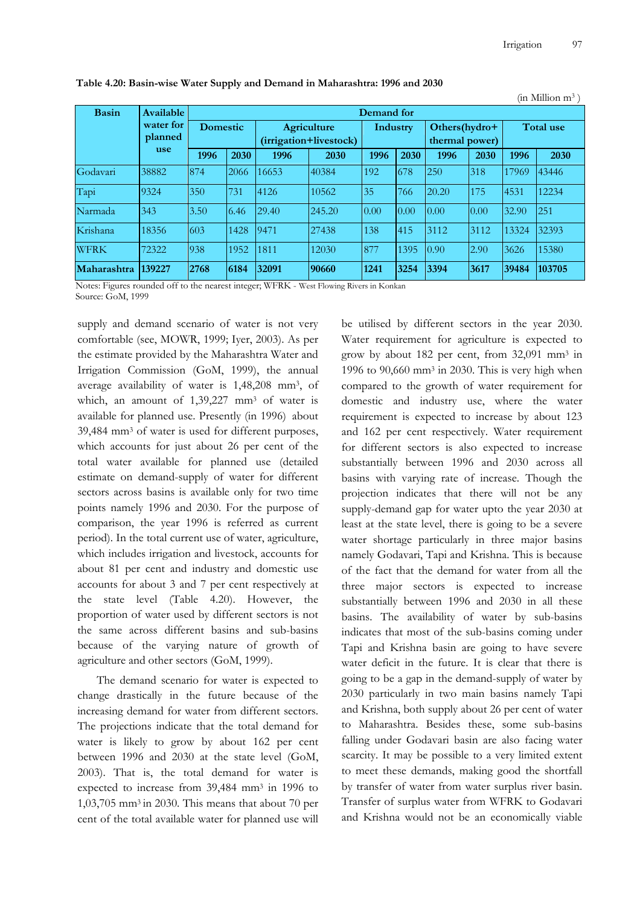**Table 4.20: Basin-wise Water Supply and Demand in Maharashtra: 1996 and 2030**

(in Million m$^3$)

| Basin | Available water for planned use | Demand for | | | | | | | | | |
|---|---|---|---|---|---|---|---|---|---|---|---|
| | | Domestic | | Agriculture (irrigation+livestock) | | Industry | | Others(hydro+ thermal power) | | Total use | |
| | | 1996 | 2030 | 1996 | 2030 | 1996 | 2030 | 1996 | 2030 | 1996 | 2030 |
| Godavari | 38882 | 874 | 2066 | 16653 | 40384 | 192 | 678 | 250 | 318 | 17969 | 43446 |
| Tapi | 9324 | 350 | 731 | 4126 | 10562 | 35 | 766 | 20.20 | 175 | 4531 | 12234 |
| Narmada | 343 | 3.50 | 6.46 | 29.40 | 245.20 | 0.00 | 0.00 | 0.00 | 0.00 | 32.90 | 251 |
| Krishana | 18356 | 603 | 1428 | 9471 | 27438 | 138 | 415 | 3112 | 3112 | 13324 | 32393 |
| WFRK | 72322 | 938 | 1952 | 1811 | 12030 | 877 | 1395 | 0.90 | 2.90 | 3626 | 15380 |
| **Maharashtra** | **139227** | **2768** | **6184** | **32091** | **90660** | **1241** | **3254** | **3394** | **3617** | **39484** | **103705** |

Notes: Figures rounded off to the nearest integer; WFRK - West Flowing Rivers in Konkan
Source: GoM, 1999

supply and demand scenario of water is not very comfortable (see, MOWR, 1999; Iyer, 2003). As per the estimate provided by the Maharashtra Water and Irrigation Commission (GoM, 1999), the annual average availability of water is 1,48,208 mm$^3$, of which, an amount of 1,39,227 mm$^3$ of water is available for planned use. Presently (in 1996) about 39,484 mm$^3$ of water is used for different purposes, which accounts for just about 26 per cent of the total water available for planned use (detailed estimate on demand-supply of water for different sectors across basins is available only for two time points namely 1996 and 2030. For the purpose of comparison, the year 1996 is referred as current period). In the total current use of water, agriculture, which includes irrigation and livestock, accounts for about 81 per cent and industry and domestic use accounts for about 3 and 7 per cent respectively at the state level (Table 4.20). However, the proportion of water used by different sectors is not the same across different basins and sub-basins because of the varying nature of growth of agriculture and other sectors (GoM, 1999).

The demand scenario for water is expected to change drastically in the future because of the increasing demand for water from different sectors. The projections indicate that the total demand for water is likely to grow by about 162 per cent between 1996 and 2030 at the state level (GoM, 2003). That is, the total demand for water is expected to increase from 39,484 mm$^3$ in 1996 to 1,03,705 mm$^3$ in 2030. This means that about 70 per cent of the total available water for planned use will be utilised by different sectors in the year 2030. Water requirement for agriculture is expected to grow by about 182 per cent, from 32,091 mm$^3$ in 1996 to 90,660 mm$^3$ in 2030. This is very high when compared to the growth of water requirement for domestic and industry use, where the water requirement is expected to increase by about 123 and 162 per cent respectively. Water requirement for different sectors is also expected to increase substantially between 1996 and 2030 across all basins with varying rate of increase. Though the projection indicates that there will not be any supply-demand gap for water upto the year 2030 at least at the state level, there is going to be a severe water shortage particularly in three major basins namely Godavari, Tapi and Krishna. This is because of the fact that the demand for water from all the three major sectors is expected to increase substantially between 1996 and 2030 in all these basins. The availability of water by sub-basins indicates that most of the sub-basins coming under Tapi and Krishna basin are going to have severe water deficit in the future. It is clear that there is going to be a gap in the demand-supply of water by 2030 particularly in two main basins namely Tapi and Krishna, both supply about 26 per cent of water to Maharashtra. Besides these, some sub-basins falling under Godavari basin are also facing water scarcity. It may be possible to a very limited extent to meet these demands, making good the shortfall by transfer of water from water surplus river basin. Transfer of surplus water from WFRK to Godavari and Krishna would not be an economically viable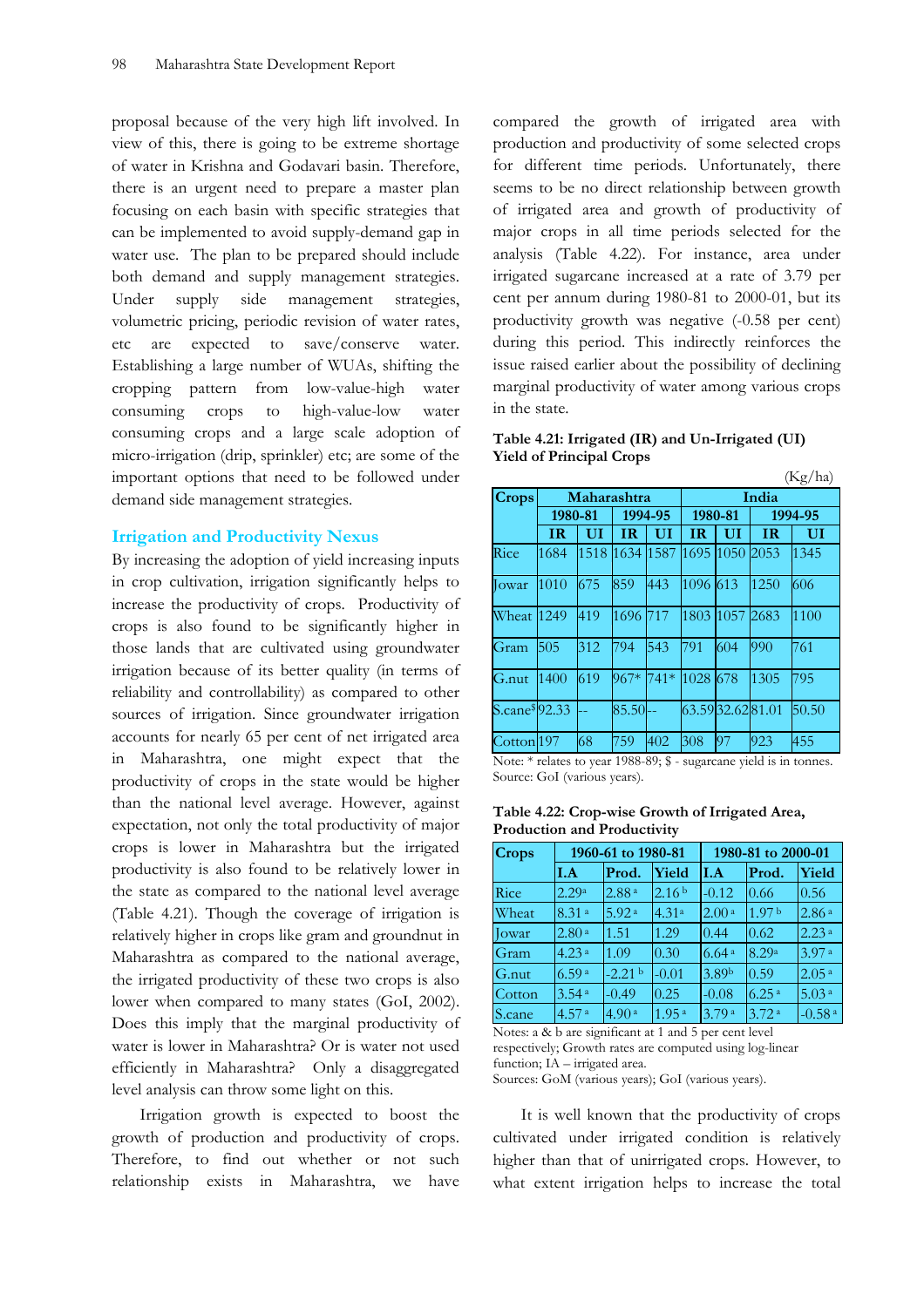proposal because of the very high lift involved. In view of this, there is going to be extreme shortage of water in Krishna and Godavari basin. Therefore, there is an urgent need to prepare a master plan focusing on each basin with specific strategies that can be implemented to avoid supply-demand gap in water use. The plan to be prepared should include both demand and supply management strategies. Under supply side management strategies, volumetric pricing, periodic revision of water rates, etc are expected to save/conserve water. Establishing a large number of WUAs, shifting the cropping pattern from low-value-high water consuming crops to high-value-low water consuming crops and a large scale adoption of micro-irrigation (drip, sprinkler) etc; are some of the important options that need to be followed under demand side management strategies.

## Irrigation and Productivity Nexus

By increasing the adoption of yield increasing inputs in crop cultivation, irrigation significantly helps to increase the productivity of crops. Productivity of crops is also found to be significantly higher in those lands that are cultivated using groundwater irrigation because of its better quality (in terms of reliability and controllability) as compared to other sources of irrigation. Since groundwater irrigation accounts for nearly 65 per cent of net irrigated area in Maharashtra, one might expect that the productivity of crops in the state would be higher than the national level average. However, against expectation, not only the total productivity of major crops is lower in Maharashtra but the irrigated productivity is also found to be relatively lower in the state as compared to the national level average (Table 4.21). Though the coverage of irrigation is relatively higher in crops like gram and groundnut in Maharashtra as compared to the national average, the irrigated productivity of these two crops is also lower when compared to many states (GoI, 2002). Does this imply that the marginal productivity of water is lower in Maharashtra? Or is water not used efficiently in Maharashtra? Only a disaggregated level analysis can throw some light on this.

Irrigation growth is expected to boost the growth of production and productivity of crops. Therefore, to find out whether or not such relationship exists in Maharashtra, we have compared the growth of irrigated area with production and productivity of some selected crops for different time periods. Unfortunately, there seems to be no direct relationship between growth of irrigated area and growth of productivity of major crops in all time periods selected for the analysis (Table 4.22). For instance, area under irrigated sugarcane increased at a rate of 3.79 per cent per annum during 1980-81 to 2000-01, but its productivity growth was negative (-0.58 per cent) during this period. This indirectly reinforces the issue raised earlier about the possibility of declining marginal productivity of water among various crops in the state.

**Table 4.21: Irrigated (IR) and Un-Irrigated (UI) Yield of Principal Crops**

(Kg/ha)

| Crops | Maharashtra | | | | India | | | |
|---|---|---|---|---|---|---|---|---|
| | 1980-81 | | 1994-95 | | 1980-81 | | 1994-95 | |
| | IR | UI | IR | UI | IR | UI | IR | UI |
| Rice | 1684 | 1518 | 1634 | 1587 | 1695 | 1050 | 2053 | 1345 |
| Jowar | 1010 | 675 | 859 | 443 | 1096 | 613 | 1250 | 606 |
| Wheat | 1249 | 419 | 1696 | 717 | 1803 | 1057 | 2683 | 1100 |
| Gram | 505 | 312 | 794 | 543 | 791 | 604 | 990 | 761 |
| G.nut | 1400 | 619 | 967* | 741* | 1028 | 678 | 1305 | 795 |
| S.cane$ | 92.33 | -- | 85.50 | -- | 63.59 | 32.62 | 81.01 | 50.50 |
| Cotton | 197 | 68 | 759 | 402 | 308 | 97 | 923 | 455 |

Note: * relates to year 1988-89; $ - sugarcane yield is in tonnes.
Source: GoI (various years).

**Table 4.22: Crop-wise Growth of Irrigated Area, Production and Productivity**

| Crops | 1960-61 to 1980-81 | | | 1980-81 to 2000-01 | | |
|---|---|---|---|---|---|---|
| | I.A | Prod. | Yield | I.A | Prod. | Yield |
| Rice | 2.29[a] | 2.88[a] | 2.16[b] | -0.12 | 0.66 | 0.56 |
| Wheat | 8.31[a] | 5.92[a] | 4.31[a] | 2.00[a] | 1.97[b] | 2.86[a] |
| Jowar | 2.80[a] | 1.51 | 1.29 | 0.44 | 0.62 | 2.23[a] |
| Gram | 4.23[a] | 1.09 | 0.30 | 6.64[a] | 8.29[a] | 3.97[a] |
| G.nut | 6.59[a] | -2.21[b] | -0.01 | 3.89[b] | 0.59 | 2.05[a] |
| Cotton | 3.54[a] | -0.49 | 0.25 | -0.08 | 6.25[a] | 5.03[a] |
| S.cane | 4.57[a] | 4.90[a] | 1.95[a] | 3.79[a] | 3.72[a] | -0.58[a] |

Notes: a & b are significant at 1 and 5 per cent level respectively; Growth rates are computed using log-linear function; IA – irrigated area.
Sources: GoM (various years); GoI (various years).

It is well known that the productivity of crops cultivated under irrigated condition is relatively higher than that of unirrigated crops. However, to what extent irrigation helps to increase the total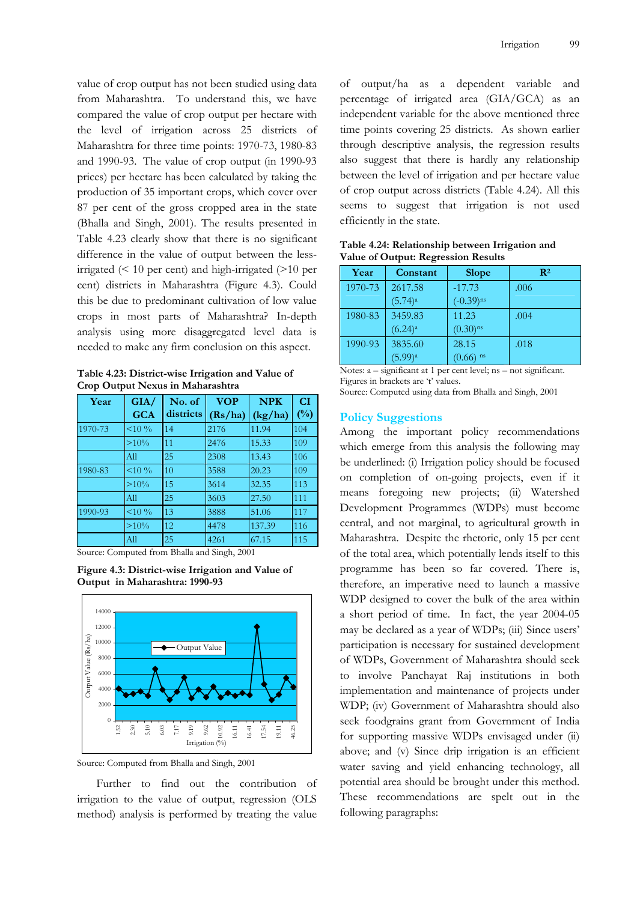value of crop output has not been studied using data from Maharashtra. To understand this, we have compared the value of crop output per hectare with the level of irrigation across 25 districts of Maharashtra for three time points: 1970-73, 1980-83 and 1990-93. The value of crop output (in 1990-93 prices) per hectare has been calculated by taking the production of 35 important crops, which cover over 87 per cent of the gross cropped area in the state (Bhalla and Singh, 2001). The results presented in Table 4.23 clearly show that there is no significant difference in the value of output between the less-irrigated (< 10 per cent) and high-irrigated (>10 per cent) districts in Maharashtra (Figure 4.3). Could this be due to predominant cultivation of low value crops in most parts of Maharashtra? In-depth analysis using more disaggregated level data is needed to make any firm conclusion on this aspect.

**Table 4.23: District-wise Irrigation and Value of Crop Output Nexus in Maharashtra**

| Year | GIA/ GCA | No. of districts | VOP (Rs/ha) | NPK (kg/ha) | CI (%) |
|---|---|---|---|---|---|
| 1970-73 | <10 % | 14 | 2176 | 11.94 | 104 |
| | >10% | 11 | 2476 | 15.33 | 109 |
| | All | 25 | 2308 | 13.43 | 106 |
| 1980-83 | <10 % | 10 | 3588 | 20.23 | 109 |
| | >10% | 15 | 3614 | 32.35 | 113 |
| | All | 25 | 3603 | 27.50 | 111 |
| 1990-93 | <10 % | 13 | 3888 | 51.06 | 117 |
| | >10% | 12 | 4478 | 137.39 | 116 |
| | All | 25 | 4261 | 67.15 | 115 |

Source: Computed from Bhalla and Singh, 2001

**Figure 4.3: District-wise Irrigation and Value of Output in Maharashtra: 1990-93**

Source: Computed from Bhalla and Singh, 2001

Further to find out the contribution of irrigation to the value of output, regression (OLS method) analysis is performed by treating the value of output/ha as a dependent variable and percentage of irrigated area (GIA/GCA) as an independent variable for the above mentioned three time points covering 25 districts. As shown earlier through descriptive analysis, the regression results also suggest that there is hardly any relationship between the level of irrigation and per hectare value of crop output across districts (Table 4.24). All this seems to suggest that irrigation is not used efficiently in the state.

**Table 4.24: Relationship between Irrigation and Value of Output: Regression Results**

| Year | Constant | Slope | $R^2$ |
|---|---|---|---|
| 1970-73 | 2617.58 (5.74)[a] | -17.73 (-0.39)[ns] | .006 |
| 1980-83 | 3459.83 (6.24)[a] | 11.23 (0.30)[ns] | .004 |
| 1990-93 | 3835.60 (5.99)[a] | 28.15 (0.66)[ns] | .018 |

Notes: a – significant at 1 per cent level; ns – not significant. Figures in brackets are 't' values.
Source: Computed using data from Bhalla and Singh, 2001

## Policy Suggestions

Among the important policy recommendations which emerge from this analysis the following may be underlined: (i) Irrigation policy should be focused on completion of on-going projects, even if it means foregoing new projects; (ii) Watershed Development Programmes (WDPs) must become central, and not marginal, to agricultural growth in Maharashtra. Despite the rhetoric, only 15 per cent of the total area, which potentially lends itself to this programme has been so far covered. There is, therefore, an imperative need to launch a massive WDP designed to cover the bulk of the area within a short period of time. In fact, the year 2004-05 may be declared as a year of WDPs; (iii) Since users' participation is necessary for sustained development of WDPs, Government of Maharashtra should seek to involve Panchayat Raj institutions in both implementation and maintenance of projects under WDP; (iv) Government of Maharashtra should also seek foodgrains grant from Government of India for supporting massive WDPs envisaged under (ii) above; and (v) Since drip irrigation is an efficient water saving and yield enhancing technology, all potential area should be brought under this method. These recommendations are spelt out in the following paragraphs: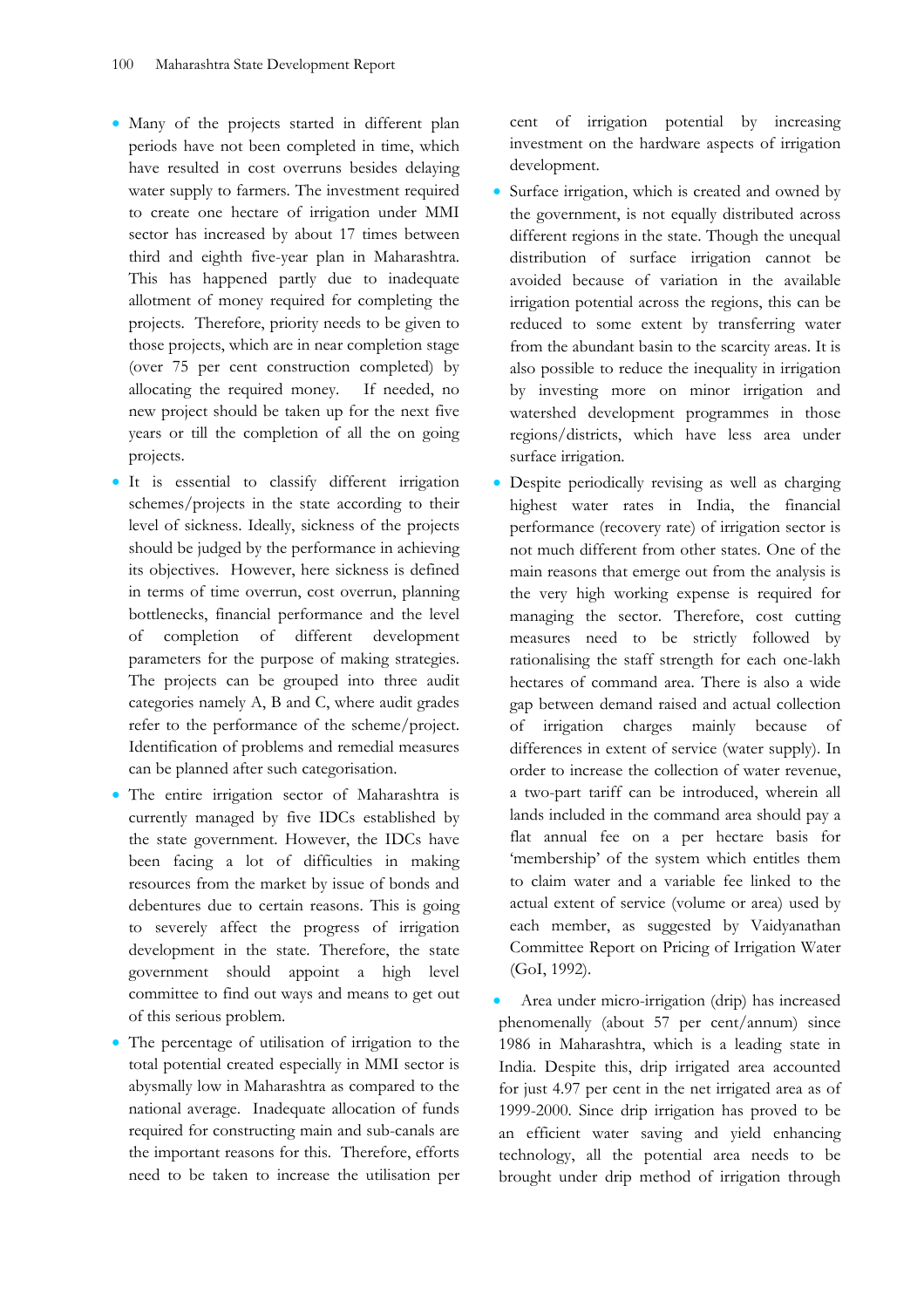- Many of the projects started in different plan periods have not been completed in time, which have resulted in cost overruns besides delaying water supply to farmers. The investment required to create one hectare of irrigation under MMI sector has increased by about 17 times between third and eighth five-year plan in Maharashtra. This has happened partly due to inadequate allotment of money required for completing the projects. Therefore, priority needs to be given to those projects, which are in near completion stage (over 75 per cent construction completed) by allocating the required money. If needed, no new project should be taken up for the next five years or till the completion of all the on going projects.
- It is essential to classify different irrigation schemes/projects in the state according to their level of sickness. Ideally, sickness of the projects should be judged by the performance in achieving its objectives. However, here sickness is defined in terms of time overrun, cost overrun, planning bottlenecks, financial performance and the level of completion of different development parameters for the purpose of making strategies. The projects can be grouped into three audit categories namely A, B and C, where audit grades refer to the performance of the scheme/project. Identification of problems and remedial measures can be planned after such categorisation.
- The entire irrigation sector of Maharashtra is currently managed by five IDCs established by the state government. However, the IDCs have been facing a lot of difficulties in making resources from the market by issue of bonds and debentures due to certain reasons. This is going to severely affect the progress of irrigation development in the state. Therefore, the state government should appoint a high level committee to find out ways and means to get out of this serious problem.
- The percentage of utilisation of irrigation to the total potential created especially in MMI sector is abysmally low in Maharashtra as compared to the national average. Inadequate allocation of funds required for constructing main and sub-canals are the important reasons for this. Therefore, efforts need to be taken to increase the utilisation per cent of irrigation potential by increasing investment on the hardware aspects of irrigation development.
- Surface irrigation, which is created and owned by the government, is not equally distributed across different regions in the state. Though the unequal distribution of surface irrigation cannot be avoided because of variation in the available irrigation potential across the regions, this can be reduced to some extent by transferring water from the abundant basin to the scarcity areas. It is also possible to reduce the inequality in irrigation by investing more on minor irrigation and watershed development programmes in those regions/districts, which have less area under surface irrigation.
- Despite periodically revising as well as charging highest water rates in India, the financial performance (recovery rate) of irrigation sector is not much different from other states. One of the main reasons that emerge out from the analysis is the very high working expense is required for managing the sector. Therefore, cost cutting measures need to be strictly followed by rationalising the staff strength for each one-lakh hectares of command area. There is also a wide gap between demand raised and actual collection of irrigation charges mainly because of differences in extent of service (water supply). In order to increase the collection of water revenue, a two-part tariff can be introduced, wherein all lands included in the command area should pay a flat annual fee on a per hectare basis for 'membership' of the system which entitles them to claim water and a variable fee linked to the actual extent of service (volume or area) used by each member, as suggested by Vaidyanathan Committee Report on Pricing of Irrigation Water (GoI, 1992).
- Area under micro-irrigation (drip) has increased phenomenally (about 57 per cent/annum) since 1986 in Maharashtra, which is a leading state in India. Despite this, drip irrigated area accounted for just 4.97 per cent in the net irrigated area as of 1999-2000. Since drip irrigation has proved to be an efficient water saving and yield enhancing technology, all the potential area needs to be brought under drip method of irrigation through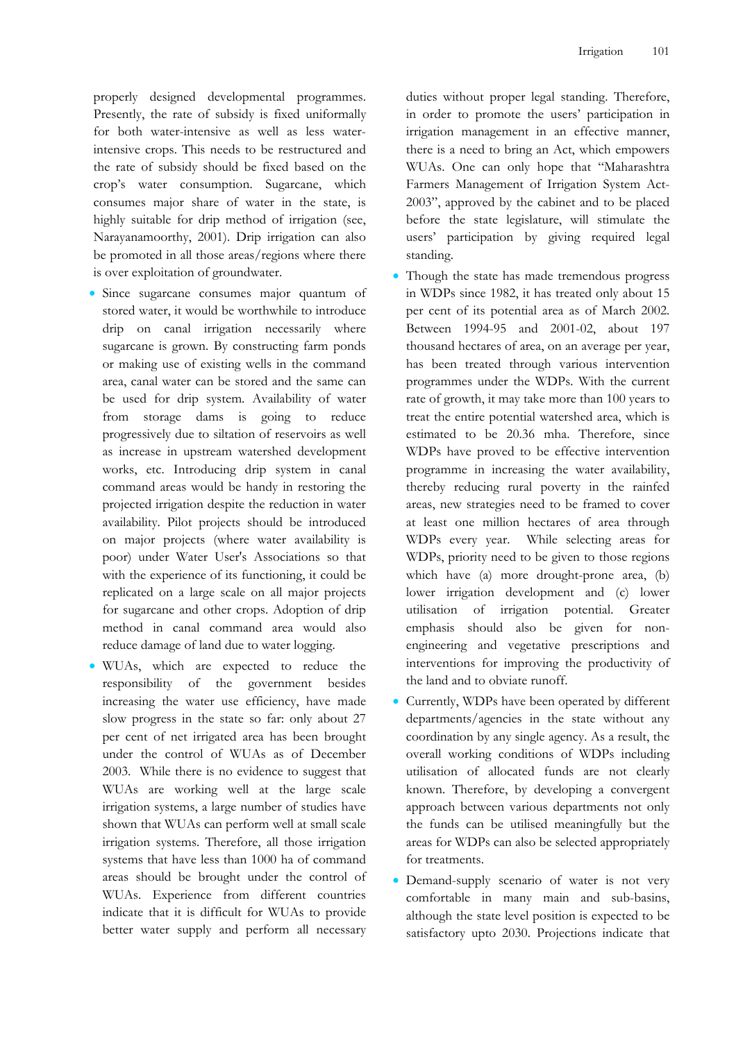properly designed developmental programmes. Presently, the rate of subsidy is fixed uniformally for both water-intensive as well as less water-intensive crops. This needs to be restructured and the rate of subsidy should be fixed based on the crop's water consumption. Sugarcane, which consumes major share of water in the state, is highly suitable for drip method of irrigation (see, Narayanamoorthy, 2001). Drip irrigation can also be promoted in all those areas/regions where there is over exploitation of groundwater.

- Since sugarcane consumes major quantum of stored water, it would be worthwhile to introduce drip on canal irrigation necessarily where sugarcane is grown. By constructing farm ponds or making use of existing wells in the command area, canal water can be stored and the same can be used for drip system. Availability of water from storage dams is going to reduce progressively due to siltation of reservoirs as well as increase in upstream watershed development works, etc. Introducing drip system in canal command areas would be handy in restoring the projected irrigation despite the reduction in water availability. Pilot projects should be introduced on major projects (where water availability is poor) under Water User's Associations so that with the experience of its functioning, it could be replicated on a large scale on all major projects for sugarcane and other crops. Adoption of drip method in canal command area would also reduce damage of land due to water logging.
- WUAs, which are expected to reduce the responsibility of the government besides increasing the water use efficiency, have made slow progress in the state so far: only about 27 per cent of net irrigated area has been brought under the control of WUAs as of December 2003. While there is no evidence to suggest that WUAs are working well at the large scale irrigation systems, a large number of studies have shown that WUAs can perform well at small scale irrigation systems. Therefore, all those irrigation systems that have less than 1000 ha of command areas should be brought under the control of WUAs. Experience from different countries indicate that it is difficult for WUAs to provide better water supply and perform all necessary duties without proper legal standing. Therefore, in order to promote the users' participation in irrigation management in an effective manner, there is a need to bring an Act, which empowers WUAs. One can only hope that "Maharashtra Farmers Management of Irrigation System Act-2003", approved by the cabinet and to be placed before the state legislature, will stimulate the users' participation by giving required legal standing.
- Though the state has made tremendous progress in WDPs since 1982, it has treated only about 15 per cent of its potential area as of March 2002. Between 1994-95 and 2001-02, about 197 thousand hectares of area, on an average per year, has been treated through various intervention programmes under the WDPs. With the current rate of growth, it may take more than 100 years to treat the entire potential watershed area, which is estimated to be 20.36 mha. Therefore, since WDPs have proved to be effective intervention programme in increasing the water availability, thereby reducing rural poverty in the rainfed areas, new strategies need to be framed to cover at least one million hectares of area through WDPs every year. While selecting areas for WDPs, priority need to be given to those regions which have (a) more drought-prone area, (b) lower irrigation development and (c) lower utilisation of irrigation potential. Greater emphasis should also be given for non-engineering and vegetative prescriptions and interventions for improving the productivity of the land and to obviate runoff.
- Currently, WDPs have been operated by different departments/agencies in the state without any coordination by any single agency. As a result, the overall working conditions of WDPs including utilisation of allocated funds are not clearly known. Therefore, by developing a convergent approach between various departments not only the funds can be utilised meaningfully but the areas for WDPs can also be selected appropriately for treatments.
- Demand-supply scenario of water is not very comfortable in many main and sub-basins, although the state level position is expected to be satisfactory upto 2030. Projections indicate that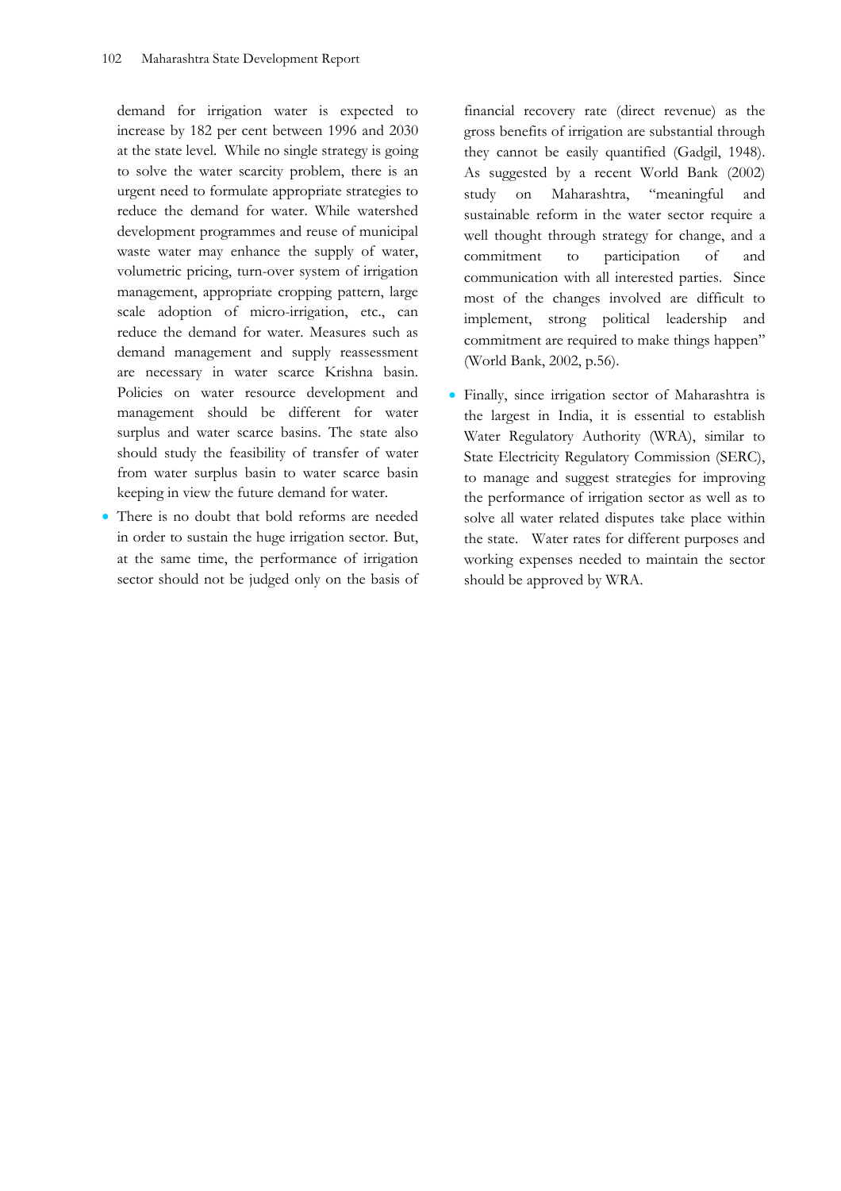demand for irrigation water is expected to increase by 182 per cent between 1996 and 2030 at the state level. While no single strategy is going to solve the water scarcity problem, there is an urgent need to formulate appropriate strategies to reduce the demand for water. While watershed development programmes and reuse of municipal waste water may enhance the supply of water, volumetric pricing, turn-over system of irrigation management, appropriate cropping pattern, large scale adoption of micro-irrigation, etc., can reduce the demand for water. Measures such as demand management and supply reassessment are necessary in water scarce Krishna basin. Policies on water resource development and management should be different for water surplus and water scarce basins. The state also should study the feasibility of transfer of water from water surplus basin to water scarce basin keeping in view the future demand for water.

- There is no doubt that bold reforms are needed in order to sustain the huge irrigation sector. But, at the same time, the performance of irrigation sector should not be judged only on the basis of financial recovery rate (direct revenue) as the gross benefits of irrigation are substantial through they cannot be easily quantified (Gadgil, 1948). As suggested by a recent World Bank (2002) study on Maharashtra, "meaningful and sustainable reform in the water sector require a well thought through strategy for change, and a commitment to participation of and communication with all interested parties. Since most of the changes involved are difficult to implement, strong political leadership and commitment are required to make things happen" (World Bank, 2002, p.56).

- Finally, since irrigation sector of Maharashtra is the largest in India, it is essential to establish Water Regulatory Authority (WRA), similar to State Electricity Regulatory Commission (SERC), to manage and suggest strategies for improving the performance of irrigation sector as well as to solve all water related disputes take place within the state. Water rates for different purposes and working expenses needed to maintain the sector should be approved by WRA.